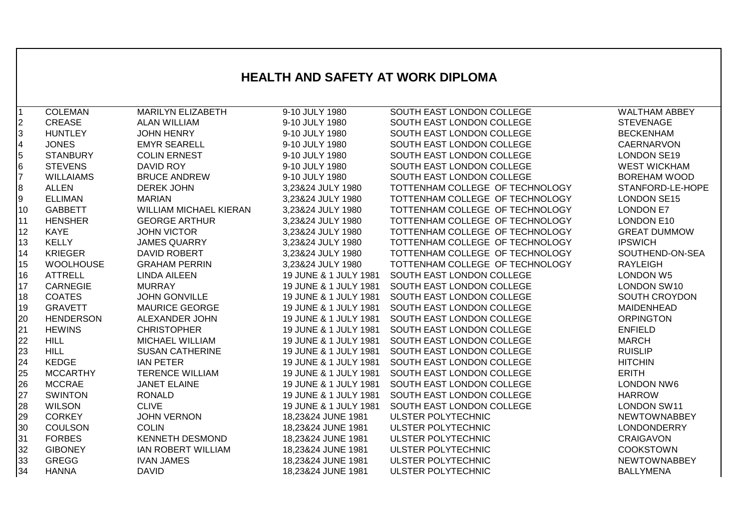# HEALTH AND SAFETY AT WORK DIPLOMA

| | | | | | |
|---|---|---|---|---|---|
| 1 | COLEMAN | MARILYN ELIZABETH | 9-10 JULY 1980 | SOUTH EAST LONDON COLLEGE | WALTHAM ABBEY |
| 2 | CREASE | ALAN WILLIAM | 9-10 JULY 1980 | SOUTH EAST LONDON COLLEGE | STEVENAGE |
| 3 | HUNTLEY | JOHN HENRY | 9-10 JULY 1980 | SOUTH EAST LONDON COLLEGE | BECKENHAM |
| 4 | JONES | EMYR SEARELL | 9-10 JULY 1980 | SOUTH EAST LONDON COLLEGE | CAERNARVON |
| 5 | STANBURY | COLIN ERNEST | 9-10 JULY 1980 | SOUTH EAST LONDON COLLEGE | LONDON SE19 |
| 6 | STEVENS | DAVID ROY | 9-10 JULY 1980 | SOUTH EAST LONDON COLLEGE | WEST WICKHAM |
| 7 | WILLAIAMS | BRUCE ANDREW | 9-10 JULY 1980 | SOUTH EAST LONDON COLLEGE | BOREHAM WOOD |
| 8 | ALLEN | DEREK JOHN | 3,23&24 JULY 1980 | TOTTENHAM COLLEGE OF TECHNOLOGY | STANFORD-LE-HOPE |
| 9 | ELLIMAN | MARIAN | 3,23&24 JULY 1980 | TOTTENHAM COLLEGE OF TECHNOLOGY | LONDON SE15 |
| 10 | GABBETT | WILLIAM MICHAEL KIERAN | 3,23&24 JULY 1980 | TOTTENHAM COLLEGE OF TECHNOLOGY | LONDON E7 |
| 11 | HENSHER | GEORGE ARTHUR | 3,23&24 JULY 1980 | TOTTENHAM COLLEGE OF TECHNOLOGY | LONDON E10 |
| 12 | KAYE | JOHN VICTOR | 3,23&24 JULY 1980 | TOTTENHAM COLLEGE OF TECHNOLOGY | GREAT DUMMOW |
| 13 | KELLY | JAMES QUARRY | 3,23&24 JULY 1980 | TOTTENHAM COLLEGE OF TECHNOLOGY | IPSWICH |
| 14 | KRIEGER | DAVID ROBERT | 3,23&24 JULY 1980 | TOTTENHAM COLLEGE OF TECHNOLOGY | SOUTHEND-ON-SEA |
| 15 | WOOLHOUSE | GRAHAM PERRIN | 3,23&24 JULY 1980 | TOTTENHAM COLLEGE OF TECHNOLOGY | RAYLEIGH |
| 16 | ATTRELL | LINDA AILEEN | 19 JUNE & 1 JULY 1981 | SOUTH EAST LONDON COLLEGE | LONDON W5 |
| 17 | CARNEGIE | MURRAY | 19 JUNE & 1 JULY 1981 | SOUTH EAST LONDON COLLEGE | LONDON SW10 |
| 18 | COATES | JOHN GONVILLE | 19 JUNE & 1 JULY 1981 | SOUTH EAST LONDON COLLEGE | SOUTH CROYDON |
| 19 | GRAVETT | MAURICE GEORGE | 19 JUNE & 1 JULY 1981 | SOUTH EAST LONDON COLLEGE | MAIDENHEAD |
| 20 | HENDERSON | ALEXANDER JOHN | 19 JUNE & 1 JULY 1981 | SOUTH EAST LONDON COLLEGE | ORPINGTON |
| 21 | HEWINS | CHRISTOPHER | 19 JUNE & 1 JULY 1981 | SOUTH EAST LONDON COLLEGE | ENFIELD |
| 22 | HILL | MICHAEL WILLIAM | 19 JUNE & 1 JULY 1981 | SOUTH EAST LONDON COLLEGE | MARCH |
| 23 | HILL | SUSAN CATHERINE | 19 JUNE & 1 JULY 1981 | SOUTH EAST LONDON COLLEGE | RUISLIP |
| 24 | KEDGE | IAN PETER | 19 JUNE & 1 JULY 1981 | SOUTH EAST LONDON COLLEGE | HITCHIN |
| 25 | MCCARTHY | TERENCE WILLIAM | 19 JUNE & 1 JULY 1981 | SOUTH EAST LONDON COLLEGE | ERITH |
| 26 | MCCRAE | JANET ELAINE | 19 JUNE & 1 JULY 1981 | SOUTH EAST LONDON COLLEGE | LONDON NW6 |
| 27 | SWINTON | RONALD | 19 JUNE & 1 JULY 1981 | SOUTH EAST LONDON COLLEGE | HARROW |
| 28 | WILSON | CLIVE | 19 JUNE & 1 JULY 1981 | SOUTH EAST LONDON COLLEGE | LONDON SW11 |
| 29 | CORKEY | JOHN VERNON | 18,23&24 JUNE 1981 | ULSTER POLYTECHNIC | NEWTOWNABBEY |
| 30 | COULSON | COLIN | 18,23&24 JUNE 1981 | ULSTER POLYTECHNIC | LONDONDERRY |
| 31 | FORBES | KENNETH DESMOND | 18,23&24 JUNE 1981 | ULSTER POLYTECHNIC | CRAIGAVON |
| 32 | GIBONEY | IAN ROBERT WILLIAM | 18,23&24 JUNE 1981 | ULSTER POLYTECHNIC | COOKSTOWN |
| 33 | GREGG | IVAN JAMES | 18,23&24 JUNE 1981 | ULSTER POLYTECHNIC | NEWTOWNABBEY |
| 34 | HANNA | DAVID | 18,23&24 JUNE 1981 | ULSTER POLYTECHNIC | BALLYMENA |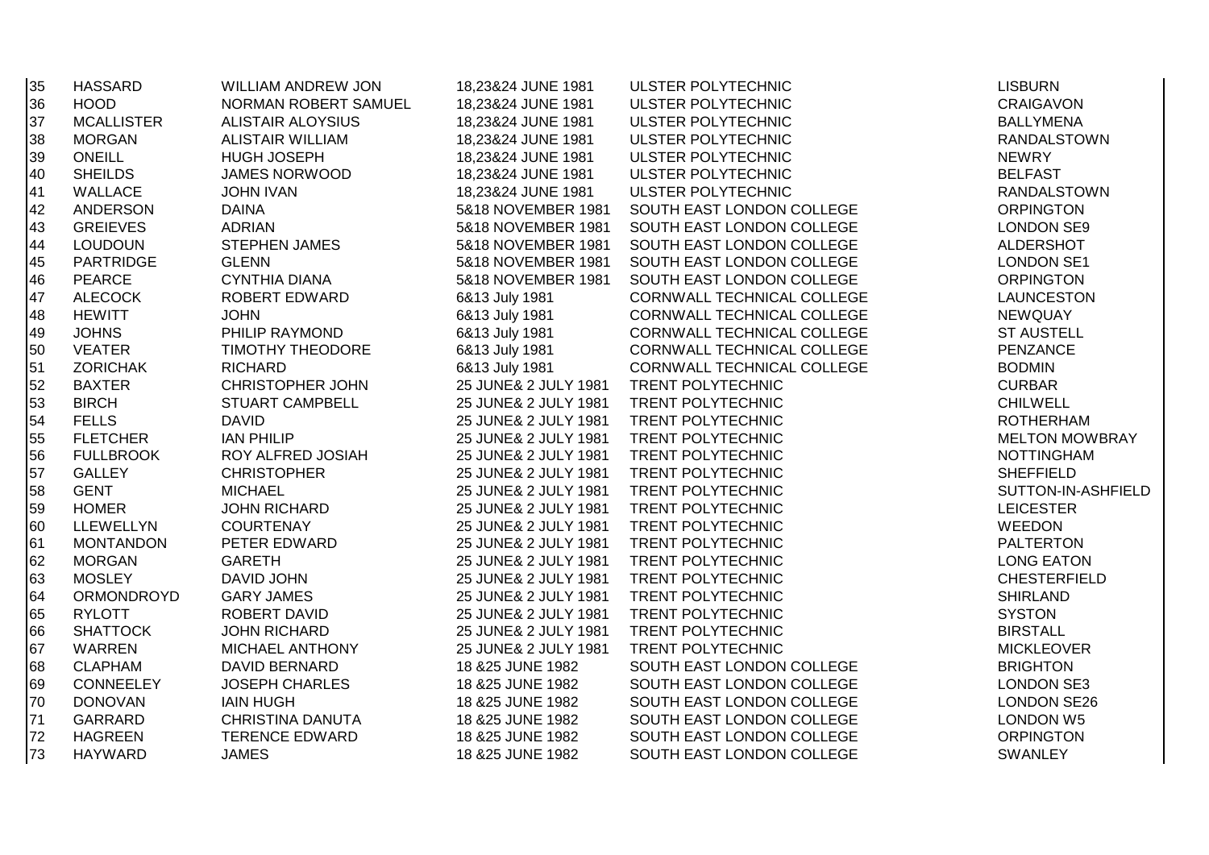| 35 | HASSARD | WILLIAM ANDREW JON | 18,23&24 JUNE 1981 | ULSTER POLYTECHNIC | LISBURN |
|---|---|---|---|---|---|
| 36 | HOOD | NORMAN ROBERT SAMUEL | 18,23&24 JUNE 1981 | ULSTER POLYTECHNIC | CRAIGAVON |
| 37 | MCALLISTER | ALISTAIR ALOYSIUS | 18,23&24 JUNE 1981 | ULSTER POLYTECHNIC | BALLYMENA |
| 38 | MORGAN | ALISTAIR WILLIAM | 18,23&24 JUNE 1981 | ULSTER POLYTECHNIC | RANDALSTOWN |
| 39 | ONEILL | HUGH JOSEPH | 18,23&24 JUNE 1981 | ULSTER POLYTECHNIC | NEWRY |
| 40 | SHEILDS | JAMES NORWOOD | 18,23&24 JUNE 1981 | ULSTER POLYTECHNIC | BELFAST |
| 41 | WALLACE | JOHN IVAN | 18,23&24 JUNE 1981 | ULSTER POLYTECHNIC | RANDALSTOWN |
| 42 | ANDERSON | DAINA | 5&18 NOVEMBER 1981 | SOUTH EAST LONDON COLLEGE | ORPINGTON |
| 43 | GREIEVES | ADRIAN | 5&18 NOVEMBER 1981 | SOUTH EAST LONDON COLLEGE | LONDON SE9 |
| 44 | LOUDOUN | STEPHEN JAMES | 5&18 NOVEMBER 1981 | SOUTH EAST LONDON COLLEGE | ALDERSHOT |
| 45 | PARTRIDGE | GLENN | 5&18 NOVEMBER 1981 | SOUTH EAST LONDON COLLEGE | LONDON SE1 |
| 46 | PEARCE | CYNTHIA DIANA | 5&18 NOVEMBER 1981 | SOUTH EAST LONDON COLLEGE | ORPINGTON |
| 47 | ALECOCK | ROBERT EDWARD | 6&13 July 1981 | CORNWALL TECHNICAL COLLEGE | LAUNCESTON |
| 48 | HEWITT | JOHN | 6&13 July 1981 | CORNWALL TECHNICAL COLLEGE | NEWQUAY |
| 49 | JOHNS | PHILIP RAYMOND | 6&13 July 1981 | CORNWALL TECHNICAL COLLEGE | ST AUSTELL |
| 50 | VEATER | TIMOTHY THEODORE | 6&13 July 1981 | CORNWALL TECHNICAL COLLEGE | PENZANCE |
| 51 | ZORICHAK | RICHARD | 6&13 July 1981 | CORNWALL TECHNICAL COLLEGE | BODMIN |
| 52 | BAXTER | CHRISTOPHER JOHN | 25 JUNE& 2 JULY 1981 | TRENT POLYTECHNIC | CURBAR |
| 53 | BIRCH | STUART CAMPBELL | 25 JUNE& 2 JULY 1981 | TRENT POLYTECHNIC | CHILWELL |
| 54 | FELLS | DAVID | 25 JUNE& 2 JULY 1981 | TRENT POLYTECHNIC | ROTHERHAM |
| 55 | FLETCHER | IAN PHILIP | 25 JUNE& 2 JULY 1981 | TRENT POLYTECHNIC | MELTON MOWBRAY |
| 56 | FULLBROOK | ROY ALFRED JOSIAH | 25 JUNE& 2 JULY 1981 | TRENT POLYTECHNIC | NOTTINGHAM |
| 57 | GALLEY | CHRISTOPHER | 25 JUNE& 2 JULY 1981 | TRENT POLYTECHNIC | SHEFFIELD |
| 58 | GENT | MICHAEL | 25 JUNE& 2 JULY 1981 | TRENT POLYTECHNIC | SUTTON-IN-ASHFIELD |
| 59 | HOMER | JOHN RICHARD | 25 JUNE& 2 JULY 1981 | TRENT POLYTECHNIC | LEICESTER |
| 60 | LLEWELLYN | COURTENAY | 25 JUNE& 2 JULY 1981 | TRENT POLYTECHNIC | WEEDON |
| 61 | MONTANDON | PETER EDWARD | 25 JUNE& 2 JULY 1981 | TRENT POLYTECHNIC | PALTERTON |
| 62 | MORGAN | GARETH | 25 JUNE& 2 JULY 1981 | TRENT POLYTECHNIC | LONG EATON |
| 63 | MOSLEY | DAVID JOHN | 25 JUNE& 2 JULY 1981 | TRENT POLYTECHNIC | CHESTERFIELD |
| 64 | ORMONDROYD | GARY JAMES | 25 JUNE& 2 JULY 1981 | TRENT POLYTECHNIC | SHIRLAND |
| 65 | RYLOTT | ROBERT DAVID | 25 JUNE& 2 JULY 1981 | TRENT POLYTECHNIC | SYSTON |
| 66 | SHATTOCK | JOHN RICHARD | 25 JUNE& 2 JULY 1981 | TRENT POLYTECHNIC | BIRSTALL |
| 67 | WARREN | MICHAEL ANTHONY | 25 JUNE& 2 JULY 1981 | TRENT POLYTECHNIC | MICKLEOVER |
| 68 | CLAPHAM | DAVID BERNARD | 18 &25 JUNE 1982 | SOUTH EAST LONDON COLLEGE | BRIGHTON |
| 69 | CONNEELEY | JOSEPH CHARLES | 18 &25 JUNE 1982 | SOUTH EAST LONDON COLLEGE | LONDON SE3 |
| 70 | DONOVAN | IAIN HUGH | 18 &25 JUNE 1982 | SOUTH EAST LONDON COLLEGE | LONDON SE26 |
| 71 | GARRARD | CHRISTINA DANUTA | 18 &25 JUNE 1982 | SOUTH EAST LONDON COLLEGE | LONDON W5 |
| 72 | HAGREEN | TERENCE EDWARD | 18 &25 JUNE 1982 | SOUTH EAST LONDON COLLEGE | ORPINGTON |
| 73 | HAYWARD | JAMES | 18 &25 JUNE 1982 | SOUTH EAST LONDON COLLEGE | SWANLEY |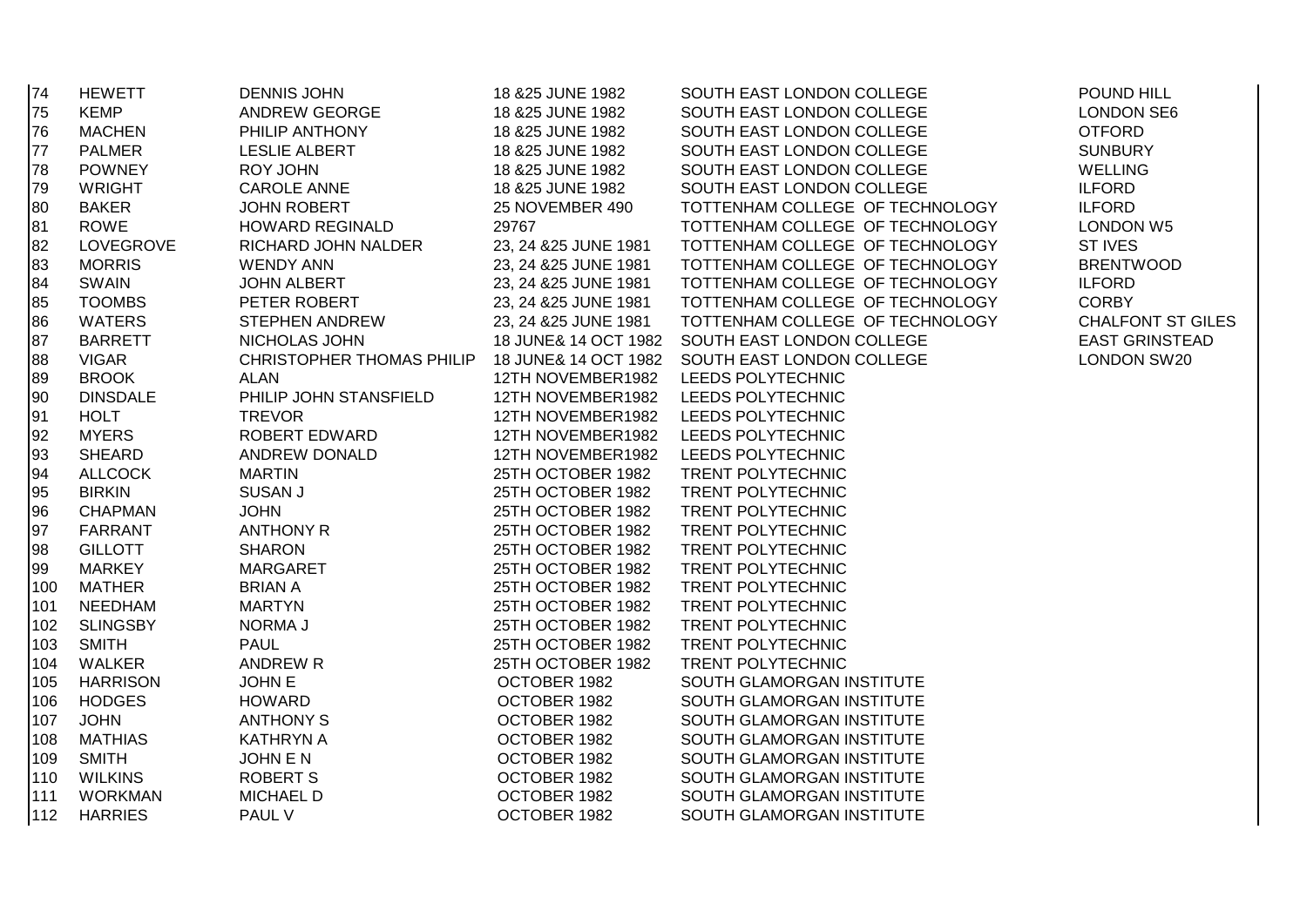| | | | | | |
|---|---|---|---|---|---|
| 74 | HEWETT | DENNIS JOHN | 18 &25 JUNE 1982 | SOUTH EAST LONDON COLLEGE | POUND HILL |
| 75 | KEMP | ANDREW GEORGE | 18 &25 JUNE 1982 | SOUTH EAST LONDON COLLEGE | LONDON SE6 |
| 76 | MACHEN | PHILIP ANTHONY | 18 &25 JUNE 1982 | SOUTH EAST LONDON COLLEGE | OTFORD |
| 77 | PALMER | LESLIE ALBERT | 18 &25 JUNE 1982 | SOUTH EAST LONDON COLLEGE | SUNBURY |
| 78 | POWNEY | ROY JOHN | 18 &25 JUNE 1982 | SOUTH EAST LONDON COLLEGE | WELLING |
| 79 | WRIGHT | CAROLE ANNE | 18 &25 JUNE 1982 | SOUTH EAST LONDON COLLEGE | ILFORD |
| 80 | BAKER | JOHN ROBERT | 25 NOVEMBER 490 | TOTTENHAM COLLEGE OF TECHNOLOGY | ILFORD |
| 81 | ROWE | HOWARD REGINALD | 29767 | TOTTENHAM COLLEGE OF TECHNOLOGY | LONDON W5 |
| 82 | LOVEGROVE | RICHARD JOHN NALDER | 23, 24 &25 JUNE 1981 | TOTTENHAM COLLEGE OF TECHNOLOGY | ST IVES |
| 83 | MORRIS | WENDY ANN | 23, 24 &25 JUNE 1981 | TOTTENHAM COLLEGE OF TECHNOLOGY | BRENTWOOD |
| 84 | SWAIN | JOHN ALBERT | 23, 24 &25 JUNE 1981 | TOTTENHAM COLLEGE OF TECHNOLOGY | ILFORD |
| 85 | TOOMBS | PETER ROBERT | 23, 24 &25 JUNE 1981 | TOTTENHAM COLLEGE OF TECHNOLOGY | CORBY |
| 86 | WATERS | STEPHEN ANDREW | 23, 24 &25 JUNE 1981 | TOTTENHAM COLLEGE OF TECHNOLOGY | CHALFONT ST GILES |
| 87 | BARRETT | NICHOLAS JOHN | 18 JUNE& 14 OCT 1982 | SOUTH EAST LONDON COLLEGE | EAST GRINSTEAD |
| 88 | VIGAR | CHRISTOPHER THOMAS PHILIP | 18 JUNE& 14 OCT 1982 | SOUTH EAST LONDON COLLEGE | LONDON SW20 |
| 89 | BROOK | ALAN | 12TH NOVEMBER1982 | LEEDS POLYTECHNIC | |
| 90 | DINSDALE | PHILIP JOHN STANSFIELD | 12TH NOVEMBER1982 | LEEDS POLYTECHNIC | |
| 91 | HOLT | TREVOR | 12TH NOVEMBER1982 | LEEDS POLYTECHNIC | |
| 92 | MYERS | ROBERT EDWARD | 12TH NOVEMBER1982 | LEEDS POLYTECHNIC | |
| 93 | SHEARD | ANDREW DONALD | 12TH NOVEMBER1982 | LEEDS POLYTECHNIC | |
| 94 | ALLCOCK | MARTIN | 25TH OCTOBER 1982 | TRENT POLYTECHNIC | |
| 95 | BIRKIN | SUSAN J | 25TH OCTOBER 1982 | TRENT POLYTECHNIC | |
| 96 | CHAPMAN | JOHN | 25TH OCTOBER 1982 | TRENT POLYTECHNIC | |
| 97 | FARRANT | ANTHONY R | 25TH OCTOBER 1982 | TRENT POLYTECHNIC | |
| 98 | GILLOTT | SHARON | 25TH OCTOBER 1982 | TRENT POLYTECHNIC | |
| 99 | MARKEY | MARGARET | 25TH OCTOBER 1982 | TRENT POLYTECHNIC | |
| 100 | MATHER | BRIAN A | 25TH OCTOBER 1982 | TRENT POLYTECHNIC | |
| 101 | NEEDHAM | MARTYN | 25TH OCTOBER 1982 | TRENT POLYTECHNIC | |
| 102 | SLINGSBY | NORMA J | 25TH OCTOBER 1982 | TRENT POLYTECHNIC | |
| 103 | SMITH | PAUL | 25TH OCTOBER 1982 | TRENT POLYTECHNIC | |
| 104 | WALKER | ANDREW R | 25TH OCTOBER 1982 | TRENT POLYTECHNIC | |
| 105 | HARRISON | JOHN E | OCTOBER 1982 | SOUTH GLAMORGAN INSTITUTE | |
| 106 | HODGES | HOWARD | OCTOBER 1982 | SOUTH GLAMORGAN INSTITUTE | |
| 107 | JOHN | ANTHONY S | OCTOBER 1982 | SOUTH GLAMORGAN INSTITUTE | |
| 108 | MATHIAS | KATHRYN A | OCTOBER 1982 | SOUTH GLAMORGAN INSTITUTE | |
| 109 | SMITH | JOHN E N | OCTOBER 1982 | SOUTH GLAMORGAN INSTITUTE | |
| 110 | WILKINS | ROBERT S | OCTOBER 1982 | SOUTH GLAMORGAN INSTITUTE | |
| 111 | WORKMAN | MICHAEL D | OCTOBER 1982 | SOUTH GLAMORGAN INSTITUTE | |
| 112 | HARRIES | PAUL V | OCTOBER 1982 | SOUTH GLAMORGAN INSTITUTE | |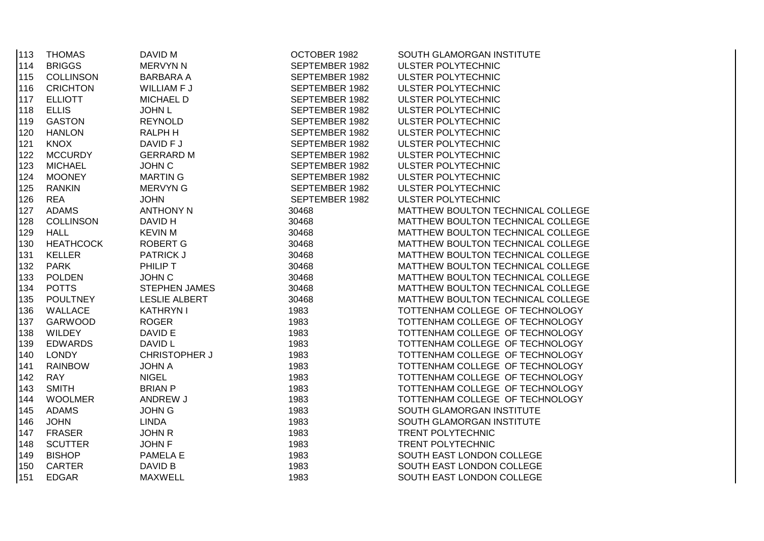| | | | | |
|---|---|---|---|---|
| 113 | THOMAS | DAVID M | OCTOBER 1982 | SOUTH GLAMORGAN INSTITUTE |
| 114 | BRIGGS | MERVYN N | SEPTEMBER 1982 | ULSTER POLYTECHNIC |
| 115 | COLLINSON | BARBARA A | SEPTEMBER 1982 | ULSTER POLYTECHNIC |
| 116 | CRICHTON | WILLIAM F J | SEPTEMBER 1982 | ULSTER POLYTECHNIC |
| 117 | ELLIOTT | MICHAEL D | SEPTEMBER 1982 | ULSTER POLYTECHNIC |
| 118 | ELLIS | JOHN L | SEPTEMBER 1982 | ULSTER POLYTECHNIC |
| 119 | GASTON | REYNOLD | SEPTEMBER 1982 | ULSTER POLYTECHNIC |
| 120 | HANLON | RALPH H | SEPTEMBER 1982 | ULSTER POLYTECHNIC |
| 121 | KNOX | DAVID F J | SEPTEMBER 1982 | ULSTER POLYTECHNIC |
| 122 | MCCURDY | GERRARD M | SEPTEMBER 1982 | ULSTER POLYTECHNIC |
| 123 | MICHAEL | JOHN C | SEPTEMBER 1982 | ULSTER POLYTECHNIC |
| 124 | MOONEY | MARTIN G | SEPTEMBER 1982 | ULSTER POLYTECHNIC |
| 125 | RANKIN | MERVYN G | SEPTEMBER 1982 | ULSTER POLYTECHNIC |
| 126 | REA | JOHN | SEPTEMBER 1982 | ULSTER POLYTECHNIC |
| 127 | ADAMS | ANTHONY N | 30468 | MATTHEW BOULTON TECHNICAL COLLEGE |
| 128 | COLLINSON | DAVID H | 30468 | MATTHEW BOULTON TECHNICAL COLLEGE |
| 129 | HALL | KEVIN M | 30468 | MATTHEW BOULTON TECHNICAL COLLEGE |
| 130 | HEATHCOCK | ROBERT G | 30468 | MATTHEW BOULTON TECHNICAL COLLEGE |
| 131 | KELLER | PATRICK J | 30468 | MATTHEW BOULTON TECHNICAL COLLEGE |
| 132 | PARK | PHILIP T | 30468 | MATTHEW BOULTON TECHNICAL COLLEGE |
| 133 | POLDEN | JOHN C | 30468 | MATTHEW BOULTON TECHNICAL COLLEGE |
| 134 | POTTS | STEPHEN JAMES | 30468 | MATTHEW BOULTON TECHNICAL COLLEGE |
| 135 | POULTNEY | LESLIE ALBERT | 30468 | MATTHEW BOULTON TECHNICAL COLLEGE |
| 136 | WALLACE | KATHRYN I | 1983 | TOTTENHAM COLLEGE OF TECHNOLOGY |
| 137 | GARWOOD | ROGER | 1983 | TOTTENHAM COLLEGE OF TECHNOLOGY |
| 138 | WILDEY | DAVID E | 1983 | TOTTENHAM COLLEGE OF TECHNOLOGY |
| 139 | EDWARDS | DAVID L | 1983 | TOTTENHAM COLLEGE OF TECHNOLOGY |
| 140 | LONDY | CHRISTOPHER J | 1983 | TOTTENHAM COLLEGE OF TECHNOLOGY |
| 141 | RAINBOW | JOHN A | 1983 | TOTTENHAM COLLEGE OF TECHNOLOGY |
| 142 | RAY | NIGEL | 1983 | TOTTENHAM COLLEGE OF TECHNOLOGY |
| 143 | SMITH | BRIAN P | 1983 | TOTTENHAM COLLEGE OF TECHNOLOGY |
| 144 | WOOLMER | ANDREW J | 1983 | TOTTENHAM COLLEGE OF TECHNOLOGY |
| 145 | ADAMS | JOHN G | 1983 | SOUTH GLAMORGAN INSTITUTE |
| 146 | JOHN | LINDA | 1983 | SOUTH GLAMORGAN INSTITUTE |
| 147 | FRASER | JOHN R | 1983 | TRENT POLYTECHNIC |
| 148 | SCUTTER | JOHN F | 1983 | TRENT POLYTECHNIC |
| 149 | BISHOP | PAMELA E | 1983 | SOUTH EAST LONDON COLLEGE |
| 150 | CARTER | DAVID B | 1983 | SOUTH EAST LONDON COLLEGE |
| 151 | EDGAR | MAXWELL | 1983 | SOUTH EAST LONDON COLLEGE |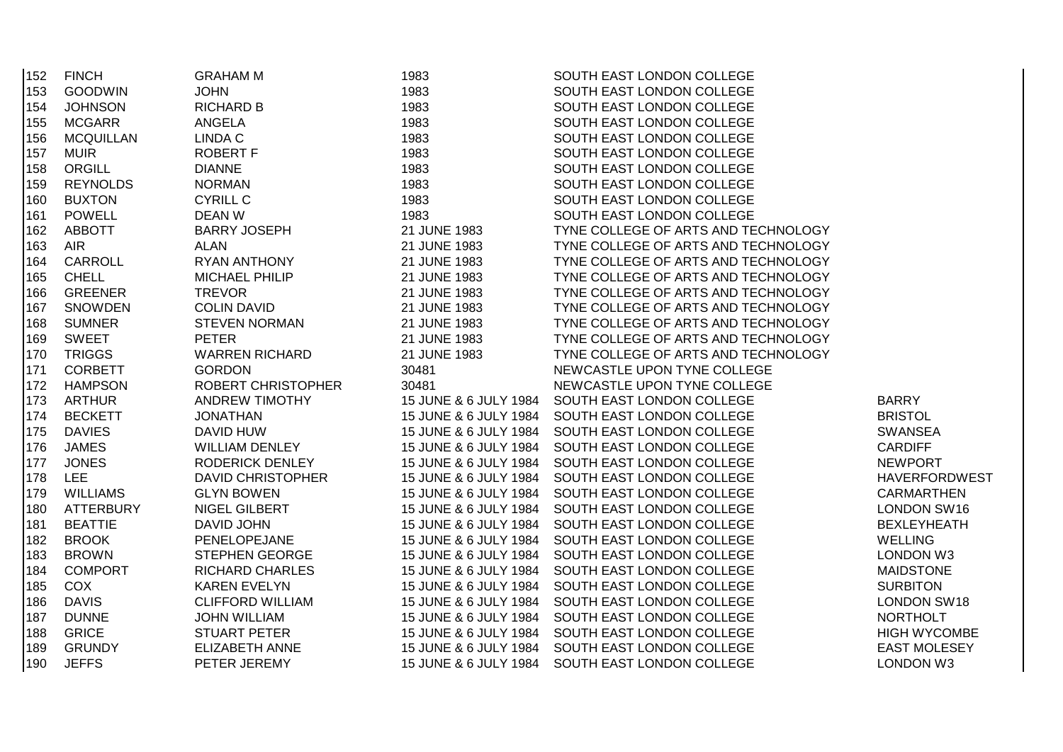| | | | | | |
|---|---|---|---|---|---|
| 152 | FINCH | GRAHAM M | 1983 | SOUTH EAST LONDON COLLEGE | |
| 153 | GOODWIN | JOHN | 1983 | SOUTH EAST LONDON COLLEGE | |
| 154 | JOHNSON | RICHARD B | 1983 | SOUTH EAST LONDON COLLEGE | |
| 155 | MCGARR | ANGELA | 1983 | SOUTH EAST LONDON COLLEGE | |
| 156 | MCQUILLAN | LINDA C | 1983 | SOUTH EAST LONDON COLLEGE | |
| 157 | MUIR | ROBERT F | 1983 | SOUTH EAST LONDON COLLEGE | |
| 158 | ORGILL | DIANNE | 1983 | SOUTH EAST LONDON COLLEGE | |
| 159 | REYNOLDS | NORMAN | 1983 | SOUTH EAST LONDON COLLEGE | |
| 160 | BUXTON | CYRILL C | 1983 | SOUTH EAST LONDON COLLEGE | |
| 161 | POWELL | DEAN W | 1983 | SOUTH EAST LONDON COLLEGE | |
| 162 | ABBOTT | BARRY JOSEPH | 21 JUNE 1983 | TYNE COLLEGE OF ARTS AND TECHNOLOGY | |
| 163 | AIR | ALAN | 21 JUNE 1983 | TYNE COLLEGE OF ARTS AND TECHNOLOGY | |
| 164 | CARROLL | RYAN ANTHONY | 21 JUNE 1983 | TYNE COLLEGE OF ARTS AND TECHNOLOGY | |
| 165 | CHELL | MICHAEL PHILIP | 21 JUNE 1983 | TYNE COLLEGE OF ARTS AND TECHNOLOGY | |
| 166 | GREENER | TREVOR | 21 JUNE 1983 | TYNE COLLEGE OF ARTS AND TECHNOLOGY | |
| 167 | SNOWDEN | COLIN DAVID | 21 JUNE 1983 | TYNE COLLEGE OF ARTS AND TECHNOLOGY | |
| 168 | SUMNER | STEVEN NORMAN | 21 JUNE 1983 | TYNE COLLEGE OF ARTS AND TECHNOLOGY | |
| 169 | SWEET | PETER | 21 JUNE 1983 | TYNE COLLEGE OF ARTS AND TECHNOLOGY | |
| 170 | TRIGGS | WARREN RICHARD | 21 JUNE 1983 | TYNE COLLEGE OF ARTS AND TECHNOLOGY | |
| 171 | CORBETT | GORDON | 30481 | NEWCASTLE UPON TYNE COLLEGE | |
| 172 | HAMPSON | ROBERT CHRISTOPHER | 30481 | NEWCASTLE UPON TYNE COLLEGE | |
| 173 | ARTHUR | ANDREW TIMOTHY | 15 JUNE & 6 JULY 1984 | SOUTH EAST LONDON COLLEGE | BARRY |
| 174 | BECKETT | JONATHAN | 15 JUNE & 6 JULY 1984 | SOUTH EAST LONDON COLLEGE | BRISTOL |
| 175 | DAVIES | DAVID HUW | 15 JUNE & 6 JULY 1984 | SOUTH EAST LONDON COLLEGE | SWANSEA |
| 176 | JAMES | WILLIAM DENLEY | 15 JUNE & 6 JULY 1984 | SOUTH EAST LONDON COLLEGE | CARDIFF |
| 177 | JONES | RODERICK DENLEY | 15 JUNE & 6 JULY 1984 | SOUTH EAST LONDON COLLEGE | NEWPORT |
| 178 | LEE | DAVID CHRISTOPHER | 15 JUNE & 6 JULY 1984 | SOUTH EAST LONDON COLLEGE | HAVERFORDWEST |
| 179 | WILLIAMS | GLYN BOWEN | 15 JUNE & 6 JULY 1984 | SOUTH EAST LONDON COLLEGE | CARMARTHEN |
| 180 | ATTERBURY | NIGEL GILBERT | 15 JUNE & 6 JULY 1984 | SOUTH EAST LONDON COLLEGE | LONDON SW16 |
| 181 | BEATTIE | DAVID JOHN | 15 JUNE & 6 JULY 1984 | SOUTH EAST LONDON COLLEGE | BEXLEYHEATH |
| 182 | BROOK | PENELOPEJANE | 15 JUNE & 6 JULY 1984 | SOUTH EAST LONDON COLLEGE | WELLING |
| 183 | BROWN | STEPHEN GEORGE | 15 JUNE & 6 JULY 1984 | SOUTH EAST LONDON COLLEGE | LONDON W3 |
| 184 | COMPORT | RICHARD CHARLES | 15 JUNE & 6 JULY 1984 | SOUTH EAST LONDON COLLEGE | MAIDSTONE |
| 185 | COX | KAREN EVELYN | 15 JUNE & 6 JULY 1984 | SOUTH EAST LONDON COLLEGE | SURBITON |
| 186 | DAVIS | CLIFFORD WILLIAM | 15 JUNE & 6 JULY 1984 | SOUTH EAST LONDON COLLEGE | LONDON SW18 |
| 187 | DUNNE | JOHN WILLIAM | 15 JUNE & 6 JULY 1984 | SOUTH EAST LONDON COLLEGE | NORTHOLT |
| 188 | GRICE | STUART PETER | 15 JUNE & 6 JULY 1984 | SOUTH EAST LONDON COLLEGE | HIGH WYCOMBE |
| 189 | GRUNDY | ELIZABETH ANNE | 15 JUNE & 6 JULY 1984 | SOUTH EAST LONDON COLLEGE | EAST MOLESEY |
| 190 | JEFFS | PETER JEREMY | 15 JUNE & 6 JULY 1984 | SOUTH EAST LONDON COLLEGE | LONDON W3 |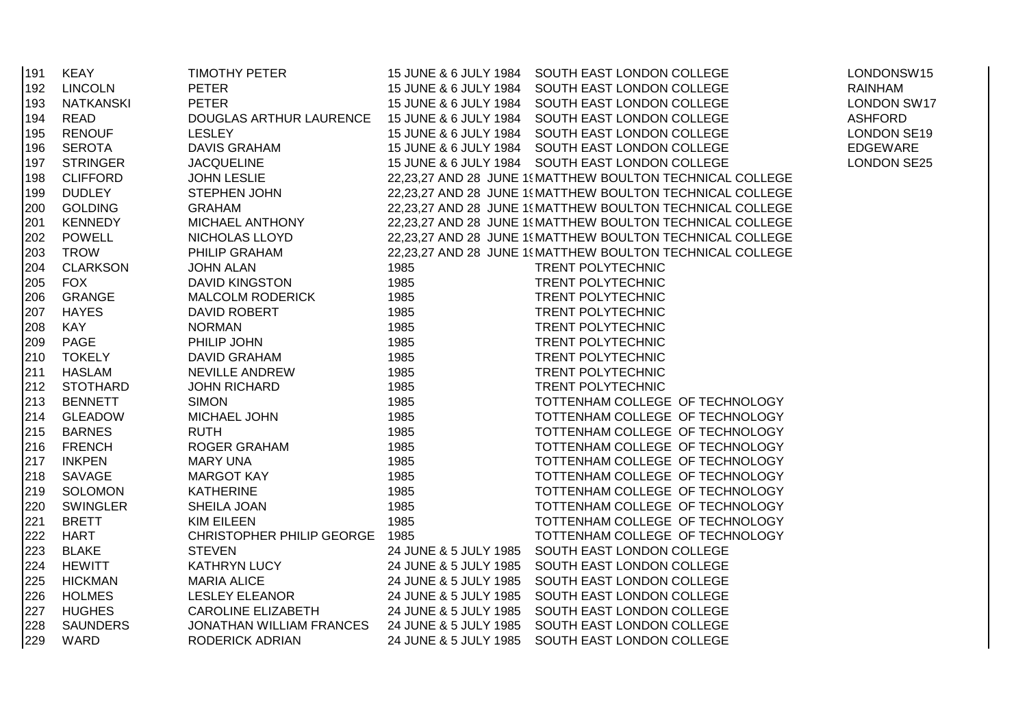| | | | | | |
|---|---|---|---|---|---|
| 191 | KEAY | TIMOTHY PETER | 15 JUNE & 6 JULY 1984 | SOUTH EAST LONDON COLLEGE | LONDONSW15 |
| 192 | LINCOLN | PETER | 15 JUNE & 6 JULY 1984 | SOUTH EAST LONDON COLLEGE | RAINHAM |
| 193 | NATKANSKI | PETER | 15 JUNE & 6 JULY 1984 | SOUTH EAST LONDON COLLEGE | LONDON SW17 |
| 194 | READ | DOUGLAS ARTHUR LAURENCE | 15 JUNE & 6 JULY 1984 | SOUTH EAST LONDON COLLEGE | ASHFORD |
| 195 | RENOUF | LESLEY | 15 JUNE & 6 JULY 1984 | SOUTH EAST LONDON COLLEGE | LONDON SE19 |
| 196 | SEROTA | DAVIS GRAHAM | 15 JUNE & 6 JULY 1984 | SOUTH EAST LONDON COLLEGE | EDGEWARE |
| 197 | STRINGER | JACQUELINE | 15 JUNE & 6 JULY 1984 | SOUTH EAST LONDON COLLEGE | LONDON SE25 |
| 198 | CLIFFORD | JOHN LESLIE | 22,23,27 AND 28 JUNE 19 | MATTHEW BOULTON TECHNICAL COLLEGE | |
| 199 | DUDLEY | STEPHEN JOHN | 22,23,27 AND 28 JUNE 19 | MATTHEW BOULTON TECHNICAL COLLEGE | |
| 200 | GOLDING | GRAHAM | 22,23,27 AND 28 JUNE 19 | MATTHEW BOULTON TECHNICAL COLLEGE | |
| 201 | KENNEDY | MICHAEL ANTHONY | 22,23,27 AND 28 JUNE 19 | MATTHEW BOULTON TECHNICAL COLLEGE | |
| 202 | POWELL | NICHOLAS LLOYD | 22,23,27 AND 28 JUNE 19 | MATTHEW BOULTON TECHNICAL COLLEGE | |
| 203 | TROW | PHILIP GRAHAM | 22,23,27 AND 28 JUNE 19 | MATTHEW BOULTON TECHNICAL COLLEGE | |
| 204 | CLARKSON | JOHN ALAN | 1985 | TRENT POLYTECHNIC | |
| 205 | FOX | DAVID KINGSTON | 1985 | TRENT POLYTECHNIC | |
| 206 | GRANGE | MALCOLM RODERICK | 1985 | TRENT POLYTECHNIC | |
| 207 | HAYES | DAVID ROBERT | 1985 | TRENT POLYTECHNIC | |
| 208 | KAY | NORMAN | 1985 | TRENT POLYTECHNIC | |
| 209 | PAGE | PHILIP JOHN | 1985 | TRENT POLYTECHNIC | |
| 210 | TOKELY | DAVID GRAHAM | 1985 | TRENT POLYTECHNIC | |
| 211 | HASLAM | NEVILLE ANDREW | 1985 | TRENT POLYTECHNIC | |
| 212 | STOTHARD | JOHN RICHARD | 1985 | TRENT POLYTECHNIC | |
| 213 | BENNETT | SIMON | 1985 | TOTTENHAM COLLEGE OF TECHNOLOGY | |
| 214 | GLEADOW | MICHAEL JOHN | 1985 | TOTTENHAM COLLEGE OF TECHNOLOGY | |
| 215 | BARNES | RUTH | 1985 | TOTTENHAM COLLEGE OF TECHNOLOGY | |
| 216 | FRENCH | ROGER GRAHAM | 1985 | TOTTENHAM COLLEGE OF TECHNOLOGY | |
| 217 | INKPEN | MARY UNA | 1985 | TOTTENHAM COLLEGE OF TECHNOLOGY | |
| 218 | SAVAGE | MARGOT KAY | 1985 | TOTTENHAM COLLEGE OF TECHNOLOGY | |
| 219 | SOLOMON | KATHERINE | 1985 | TOTTENHAM COLLEGE OF TECHNOLOGY | |
| 220 | SWINGLER | SHEILA JOAN | 1985 | TOTTENHAM COLLEGE OF TECHNOLOGY | |
| 221 | BRETT | KIM EILEEN | 1985 | TOTTENHAM COLLEGE OF TECHNOLOGY | |
| 222 | HART | CHRISTOPHER PHILIP GEORGE | 1985 | TOTTENHAM COLLEGE OF TECHNOLOGY | |
| 223 | BLAKE | STEVEN | 24 JUNE & 5 JULY 1985 | SOUTH EAST LONDON COLLEGE | |
| 224 | HEWITT | KATHRYN LUCY | 24 JUNE & 5 JULY 1985 | SOUTH EAST LONDON COLLEGE | |
| 225 | HICKMAN | MARIA ALICE | 24 JUNE & 5 JULY 1985 | SOUTH EAST LONDON COLLEGE | |
| 226 | HOLMES | LESLEY ELEANOR | 24 JUNE & 5 JULY 1985 | SOUTH EAST LONDON COLLEGE | |
| 227 | HUGHES | CAROLINE ELIZABETH | 24 JUNE & 5 JULY 1985 | SOUTH EAST LONDON COLLEGE | |
| 228 | SAUNDERS | JONATHAN WILLIAM FRANCES | 24 JUNE & 5 JULY 1985 | SOUTH EAST LONDON COLLEGE | |
| 229 | WARD | RODERICK ADRIAN | 24 JUNE & 5 JULY 1985 | SOUTH EAST LONDON COLLEGE | |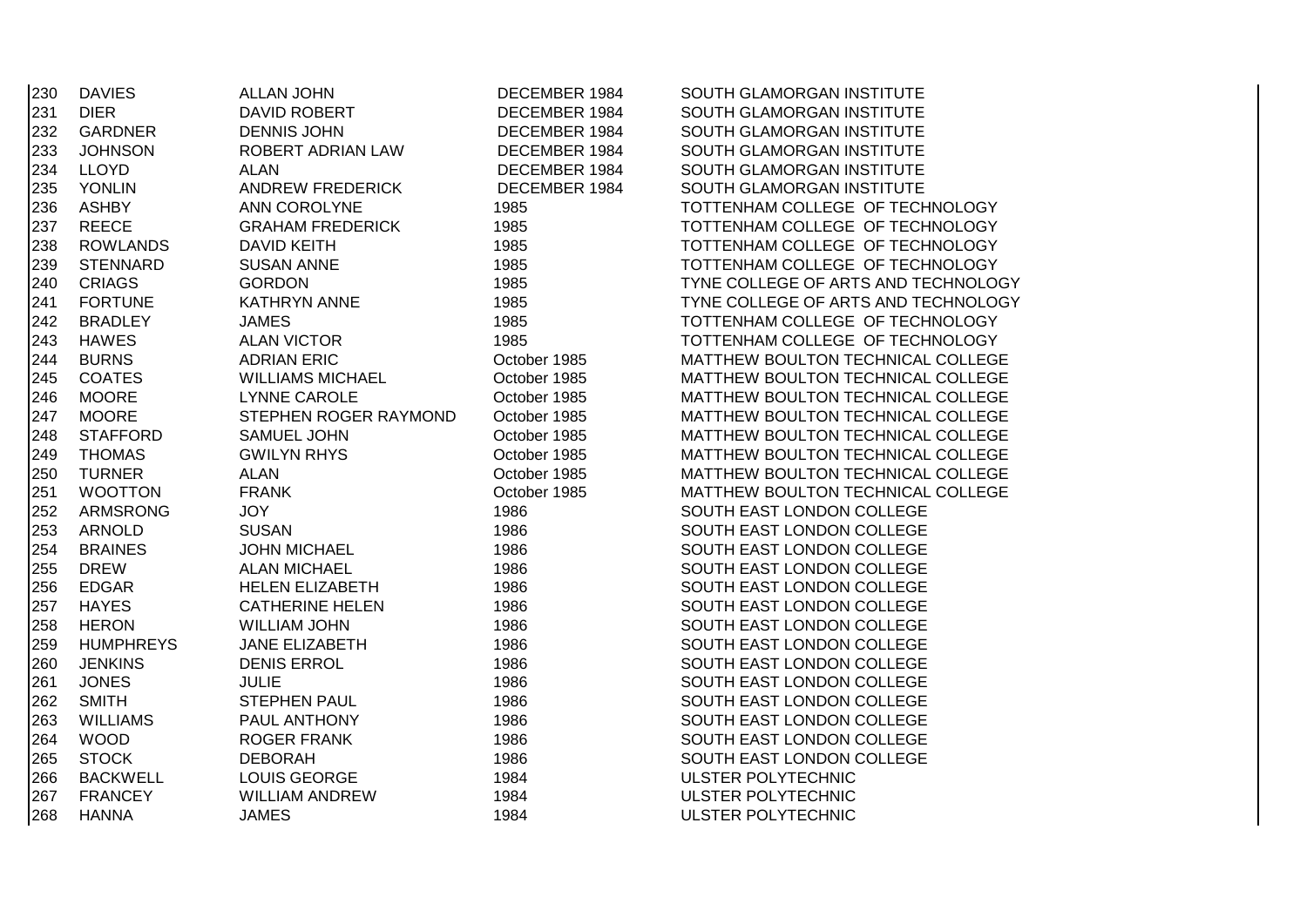| 230 | DAVIES | ALLAN JOHN | DECEMBER 1984 | SOUTH GLAMORGAN INSTITUTE |
|---|---|---|---|---|
| 231 | DIER | DAVID ROBERT | DECEMBER 1984 | SOUTH GLAMORGAN INSTITUTE |
| 232 | GARDNER | DENNIS JOHN | DECEMBER 1984 | SOUTH GLAMORGAN INSTITUTE |
| 233 | JOHNSON | ROBERT ADRIAN LAW | DECEMBER 1984 | SOUTH GLAMORGAN INSTITUTE |
| 234 | LLOYD | ALAN | DECEMBER 1984 | SOUTH GLAMORGAN INSTITUTE |
| 235 | YONLIN | ANDREW FREDERICK | DECEMBER 1984 | SOUTH GLAMORGAN INSTITUTE |
| 236 | ASHBY | ANN COROLYNE | 1985 | TOTTENHAM COLLEGE OF TECHNOLOGY |
| 237 | REECE | GRAHAM FREDERICK | 1985 | TOTTENHAM COLLEGE OF TECHNOLOGY |
| 238 | ROWLANDS | DAVID KEITH | 1985 | TOTTENHAM COLLEGE OF TECHNOLOGY |
| 239 | STENNARD | SUSAN ANNE | 1985 | TOTTENHAM COLLEGE OF TECHNOLOGY |
| 240 | CRIAGS | GORDON | 1985 | TYNE COLLEGE OF ARTS AND TECHNOLOGY |
| 241 | FORTUNE | KATHRYN ANNE | 1985 | TYNE COLLEGE OF ARTS AND TECHNOLOGY |
| 242 | BRADLEY | JAMES | 1985 | TOTTENHAM COLLEGE OF TECHNOLOGY |
| 243 | HAWES | ALAN VICTOR | 1985 | TOTTENHAM COLLEGE OF TECHNOLOGY |
| 244 | BURNS | ADRIAN ERIC | October 1985 | MATTHEW BOULTON TECHNICAL COLLEGE |
| 245 | COATES | WILLIAMS MICHAEL | October 1985 | MATTHEW BOULTON TECHNICAL COLLEGE |
| 246 | MOORE | LYNNE CAROLE | October 1985 | MATTHEW BOULTON TECHNICAL COLLEGE |
| 247 | MOORE | STEPHEN ROGER RAYMOND | October 1985 | MATTHEW BOULTON TECHNICAL COLLEGE |
| 248 | STAFFORD | SAMUEL JOHN | October 1985 | MATTHEW BOULTON TECHNICAL COLLEGE |
| 249 | THOMAS | GWILYN RHYS | October 1985 | MATTHEW BOULTON TECHNICAL COLLEGE |
| 250 | TURNER | ALAN | October 1985 | MATTHEW BOULTON TECHNICAL COLLEGE |
| 251 | WOOTTON | FRANK | October 1985 | MATTHEW BOULTON TECHNICAL COLLEGE |
| 252 | ARMSRONG | JOY | 1986 | SOUTH EAST LONDON COLLEGE |
| 253 | ARNOLD | SUSAN | 1986 | SOUTH EAST LONDON COLLEGE |
| 254 | BRAINES | JOHN MICHAEL | 1986 | SOUTH EAST LONDON COLLEGE |
| 255 | DREW | ALAN MICHAEL | 1986 | SOUTH EAST LONDON COLLEGE |
| 256 | EDGAR | HELEN ELIZABETH | 1986 | SOUTH EAST LONDON COLLEGE |
| 257 | HAYES | CATHERINE HELEN | 1986 | SOUTH EAST LONDON COLLEGE |
| 258 | HERON | WILLIAM JOHN | 1986 | SOUTH EAST LONDON COLLEGE |
| 259 | HUMPHREYS | JANE ELIZABETH | 1986 | SOUTH EAST LONDON COLLEGE |
| 260 | JENKINS | DENIS ERROL | 1986 | SOUTH EAST LONDON COLLEGE |
| 261 | JONES | JULIE | 1986 | SOUTH EAST LONDON COLLEGE |
| 262 | SMITH | STEPHEN PAUL | 1986 | SOUTH EAST LONDON COLLEGE |
| 263 | WILLIAMS | PAUL ANTHONY | 1986 | SOUTH EAST LONDON COLLEGE |
| 264 | WOOD | ROGER FRANK | 1986 | SOUTH EAST LONDON COLLEGE |
| 265 | STOCK | DEBORAH | 1986 | SOUTH EAST LONDON COLLEGE |
| 266 | BACKWELL | LOUIS GEORGE | 1984 | ULSTER POLYTECHNIC |
| 267 | FRANCEY | WILLIAM ANDREW | 1984 | ULSTER POLYTECHNIC |
| 268 | HANNA | JAMES | 1984 | ULSTER POLYTECHNIC |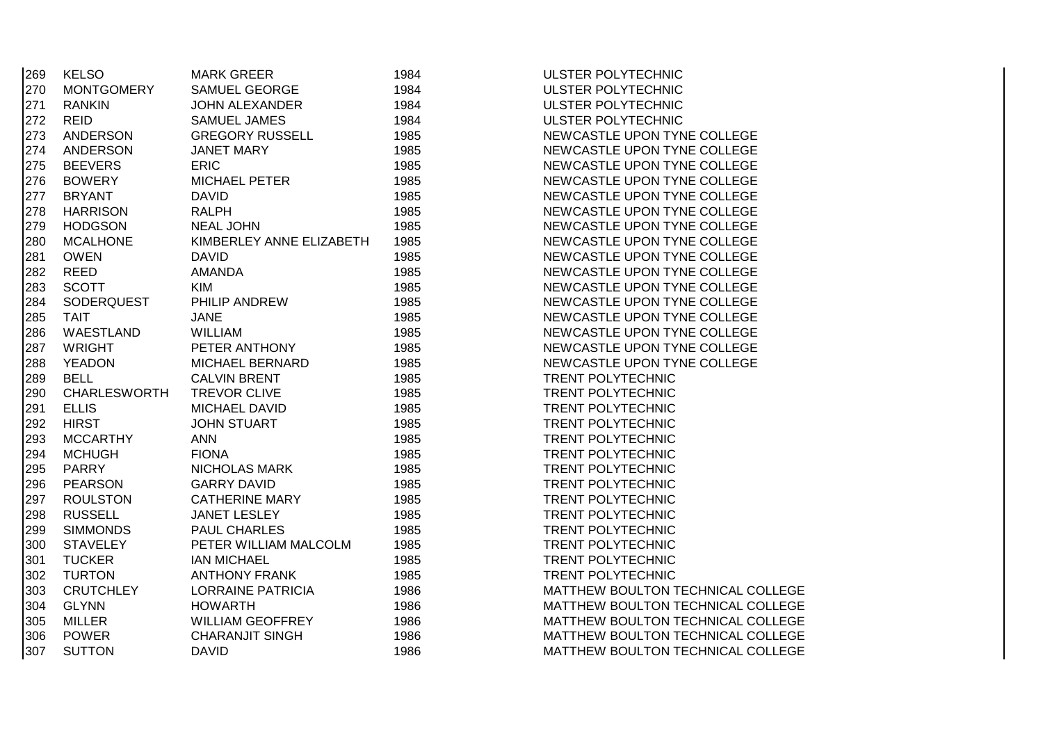| | | | | |
|---|---|---|---|---|
| 269 | KELSO | MARK GREER | 1984 | ULSTER POLYTECHNIC |
| 270 | MONTGOMERY | SAMUEL GEORGE | 1984 | ULSTER POLYTECHNIC |
| 271 | RANKIN | JOHN ALEXANDER | 1984 | ULSTER POLYTECHNIC |
| 272 | REID | SAMUEL JAMES | 1984 | ULSTER POLYTECHNIC |
| 273 | ANDERSON | GREGORY RUSSELL | 1985 | NEWCASTLE UPON TYNE COLLEGE |
| 274 | ANDERSON | JANET MARY | 1985 | NEWCASTLE UPON TYNE COLLEGE |
| 275 | BEEVERS | ERIC | 1985 | NEWCASTLE UPON TYNE COLLEGE |
| 276 | BOWERY | MICHAEL PETER | 1985 | NEWCASTLE UPON TYNE COLLEGE |
| 277 | BRYANT | DAVID | 1985 | NEWCASTLE UPON TYNE COLLEGE |
| 278 | HARRISON | RALPH | 1985 | NEWCASTLE UPON TYNE COLLEGE |
| 279 | HODGSON | NEAL JOHN | 1985 | NEWCASTLE UPON TYNE COLLEGE |
| 280 | MCALHONE | KIMBERLEY ANNE ELIZABETH | 1985 | NEWCASTLE UPON TYNE COLLEGE |
| 281 | OWEN | DAVID | 1985 | NEWCASTLE UPON TYNE COLLEGE |
| 282 | REED | AMANDA | 1985 | NEWCASTLE UPON TYNE COLLEGE |
| 283 | SCOTT | KIM | 1985 | NEWCASTLE UPON TYNE COLLEGE |
| 284 | SODERQUEST | PHILIP ANDREW | 1985 | NEWCASTLE UPON TYNE COLLEGE |
| 285 | TAIT | JANE | 1985 | NEWCASTLE UPON TYNE COLLEGE |
| 286 | WAESTLAND | WILLIAM | 1985 | NEWCASTLE UPON TYNE COLLEGE |
| 287 | WRIGHT | PETER ANTHONY | 1985 | NEWCASTLE UPON TYNE COLLEGE |
| 288 | YEADON | MICHAEL BERNARD | 1985 | NEWCASTLE UPON TYNE COLLEGE |
| 289 | BELL | CALVIN BRENT | 1985 | TRENT POLYTECHNIC |
| 290 | CHARLESWORTH | TREVOR CLIVE | 1985 | TRENT POLYTECHNIC |
| 291 | ELLIS | MICHAEL DAVID | 1985 | TRENT POLYTECHNIC |
| 292 | HIRST | JOHN STUART | 1985 | TRENT POLYTECHNIC |
| 293 | MCCARTHY | ANN | 1985 | TRENT POLYTECHNIC |
| 294 | MCHUGH | FIONA | 1985 | TRENT POLYTECHNIC |
| 295 | PARRY | NICHOLAS MARK | 1985 | TRENT POLYTECHNIC |
| 296 | PEARSON | GARRY DAVID | 1985 | TRENT POLYTECHNIC |
| 297 | ROULSTON | CATHERINE MARY | 1985 | TRENT POLYTECHNIC |
| 298 | RUSSELL | JANET LESLEY | 1985 | TRENT POLYTECHNIC |
| 299 | SIMMONDS | PAUL CHARLES | 1985 | TRENT POLYTECHNIC |
| 300 | STAVELEY | PETER WILLIAM MALCOLM | 1985 | TRENT POLYTECHNIC |
| 301 | TUCKER | IAN MICHAEL | 1985 | TRENT POLYTECHNIC |
| 302 | TURTON | ANTHONY FRANK | 1985 | TRENT POLYTECHNIC |
| 303 | CRUTCHLEY | LORRAINE PATRICIA | 1986 | MATTHEW BOULTON TECHNICAL COLLEGE |
| 304 | GLYNN | HOWARTH | 1986 | MATTHEW BOULTON TECHNICAL COLLEGE |
| 305 | MILLER | WILLIAM GEOFFREY | 1986 | MATTHEW BOULTON TECHNICAL COLLEGE |
| 306 | POWER | CHARANJIT SINGH | 1986 | MATTHEW BOULTON TECHNICAL COLLEGE |
| 307 | SUTTON | DAVID | 1986 | MATTHEW BOULTON TECHNICAL COLLEGE |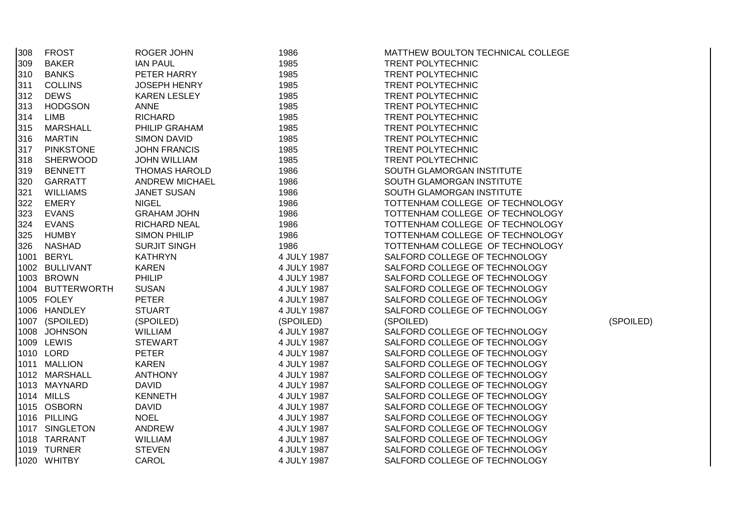| | | | | | |
|---|---|---|---|---|---|
| 308 | FROST | ROGER JOHN | 1986 | MATTHEW BOULTON TECHNICAL COLLEGE | |
| 309 | BAKER | IAN PAUL | 1985 | TRENT POLYTECHNIC | |
| 310 | BANKS | PETER HARRY | 1985 | TRENT POLYTECHNIC | |
| 311 | COLLINS | JOSEPH HENRY | 1985 | TRENT POLYTECHNIC | |
| 312 | DEWS | KAREN LESLEY | 1985 | TRENT POLYTECHNIC | |
| 313 | HODGSON | ANNE | 1985 | TRENT POLYTECHNIC | |
| 314 | LIMB | RICHARD | 1985 | TRENT POLYTECHNIC | |
| 315 | MARSHALL | PHILIP GRAHAM | 1985 | TRENT POLYTECHNIC | |
| 316 | MARTIN | SIMON DAVID | 1985 | TRENT POLYTECHNIC | |
| 317 | PINKSTONE | JOHN FRANCIS | 1985 | TRENT POLYTECHNIC | |
| 318 | SHERWOOD | JOHN WILLIAM | 1985 | TRENT POLYTECHNIC | |
| 319 | BENNETT | THOMAS HAROLD | 1986 | SOUTH GLAMORGAN INSTITUTE | |
| 320 | GARRATT | ANDREW MICHAEL | 1986 | SOUTH GLAMORGAN INSTITUTE | |
| 321 | WILLIAMS | JANET SUSAN | 1986 | SOUTH GLAMORGAN INSTITUTE | |
| 322 | EMERY | NIGEL | 1986 | TOTTENHAM COLLEGE OF TECHNOLOGY | |
| 323 | EVANS | GRAHAM JOHN | 1986 | TOTTENHAM COLLEGE OF TECHNOLOGY | |
| 324 | EVANS | RICHARD NEAL | 1986 | TOTTENHAM COLLEGE OF TECHNOLOGY | |
| 325 | HUMBY | SIMON PHILIP | 1986 | TOTTENHAM COLLEGE OF TECHNOLOGY | |
| 326 | NASHAD | SURJIT SINGH | 1986 | TOTTENHAM COLLEGE OF TECHNOLOGY | |
| 1001 | BERYL | KATHRYN | 4 JULY 1987 | SALFORD COLLEGE OF TECHNOLOGY | |
| 1002 | BULLIVANT | KAREN | 4 JULY 1987 | SALFORD COLLEGE OF TECHNOLOGY | |
| 1003 | BROWN | PHILIP | 4 JULY 1987 | SALFORD COLLEGE OF TECHNOLOGY | |
| 1004 | BUTTERWORTH | SUSAN | 4 JULY 1987 | SALFORD COLLEGE OF TECHNOLOGY | |
| 1005 | FOLEY | PETER | 4 JULY 1987 | SALFORD COLLEGE OF TECHNOLOGY | |
| 1006 | HANDLEY | STUART | 4 JULY 1987 | SALFORD COLLEGE OF TECHNOLOGY | |
| 1007 | (SPOILED) | (SPOILED) | (SPOILED) | (SPOILED) | (SPOILED) |
| 1008 | JOHNSON | WILLIAM | 4 JULY 1987 | SALFORD COLLEGE OF TECHNOLOGY | |
| 1009 | LEWIS | STEWART | 4 JULY 1987 | SALFORD COLLEGE OF TECHNOLOGY | |
| 1010 | LORD | PETER | 4 JULY 1987 | SALFORD COLLEGE OF TECHNOLOGY | |
| 1011 | MALLION | KAREN | 4 JULY 1987 | SALFORD COLLEGE OF TECHNOLOGY | |
| 1012 | MARSHALL | ANTHONY | 4 JULY 1987 | SALFORD COLLEGE OF TECHNOLOGY | |
| 1013 | MAYNARD | DAVID | 4 JULY 1987 | SALFORD COLLEGE OF TECHNOLOGY | |
| 1014 | MILLS | KENNETH | 4 JULY 1987 | SALFORD COLLEGE OF TECHNOLOGY | |
| 1015 | OSBORN | DAVID | 4 JULY 1987 | SALFORD COLLEGE OF TECHNOLOGY | |
| 1016 | PILLING | NOEL | 4 JULY 1987 | SALFORD COLLEGE OF TECHNOLOGY | |
| 1017 | SINGLETON | ANDREW | 4 JULY 1987 | SALFORD COLLEGE OF TECHNOLOGY | |
| 1018 | TARRANT | WILLIAM | 4 JULY 1987 | SALFORD COLLEGE OF TECHNOLOGY | |
| 1019 | TURNER | STEVEN | 4 JULY 1987 | SALFORD COLLEGE OF TECHNOLOGY | |
| 1020 | WHITBY | CAROL | 4 JULY 1987 | SALFORD COLLEGE OF TECHNOLOGY | |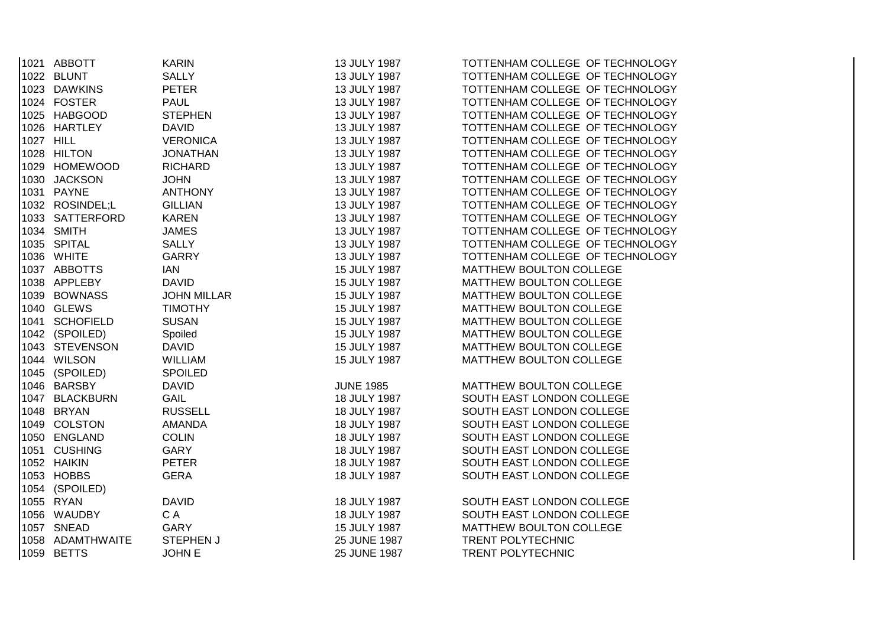| | | | | |
|---|---|---|---|---|
| 1021 | ABBOTT | KARIN | 13 JULY 1987 | TOTTENHAM COLLEGE OF TECHNOLOGY |
| 1022 | BLUNT | SALLY | 13 JULY 1987 | TOTTENHAM COLLEGE OF TECHNOLOGY |
| 1023 | DAWKINS | PETER | 13 JULY 1987 | TOTTENHAM COLLEGE OF TECHNOLOGY |
| 1024 | FOSTER | PAUL | 13 JULY 1987 | TOTTENHAM COLLEGE OF TECHNOLOGY |
| 1025 | HABGOOD | STEPHEN | 13 JULY 1987 | TOTTENHAM COLLEGE OF TECHNOLOGY |
| 1026 | HARTLEY | DAVID | 13 JULY 1987 | TOTTENHAM COLLEGE OF TECHNOLOGY |
| 1027 | HILL | VERONICA | 13 JULY 1987 | TOTTENHAM COLLEGE OF TECHNOLOGY |
| 1028 | HILTON | JONATHAN | 13 JULY 1987 | TOTTENHAM COLLEGE OF TECHNOLOGY |
| 1029 | HOMEWOOD | RICHARD | 13 JULY 1987 | TOTTENHAM COLLEGE OF TECHNOLOGY |
| 1030 | JACKSON | JOHN | 13 JULY 1987 | TOTTENHAM COLLEGE OF TECHNOLOGY |
| 1031 | PAYNE | ANTHONY | 13 JULY 1987 | TOTTENHAM COLLEGE OF TECHNOLOGY |
| 1032 | ROSINDEL;L | GILLIAN | 13 JULY 1987 | TOTTENHAM COLLEGE OF TECHNOLOGY |
| 1033 | SATTERFORD | KAREN | 13 JULY 1987 | TOTTENHAM COLLEGE OF TECHNOLOGY |
| 1034 | SMITH | JAMES | 13 JULY 1987 | TOTTENHAM COLLEGE OF TECHNOLOGY |
| 1035 | SPITAL | SALLY | 13 JULY 1987 | TOTTENHAM COLLEGE OF TECHNOLOGY |
| 1036 | WHITE | GARRY | 13 JULY 1987 | TOTTENHAM COLLEGE OF TECHNOLOGY |
| 1037 | ABBOTTS | IAN | 15 JULY 1987 | MATTHEW BOULTON COLLEGE |
| 1038 | APPLEBY | DAVID | 15 JULY 1987 | MATTHEW BOULTON COLLEGE |
| 1039 | BOWNASS | JOHN MILLAR | 15 JULY 1987 | MATTHEW BOULTON COLLEGE |
| 1040 | GLEWS | TIMOTHY | 15 JULY 1987 | MATTHEW BOULTON COLLEGE |
| 1041 | SCHOFIELD | SUSAN | 15 JULY 1987 | MATTHEW BOULTON COLLEGE |
| 1042 | (SPOILED) | Spoiled | 15 JULY 1987 | MATTHEW BOULTON COLLEGE |
| 1043 | STEVENSON | DAVID | 15 JULY 1987 | MATTHEW BOULTON COLLEGE |
| 1044 | WILSON | WILLIAM | 15 JULY 1987 | MATTHEW BOULTON COLLEGE |
| 1045 | (SPOILED) | SPOILED | | |
| 1046 | BARSBY | DAVID | JUNE 1985 | MATTHEW BOULTON COLLEGE |
| 1047 | BLACKBURN | GAIL | 18 JULY 1987 | SOUTH EAST LONDON COLLEGE |
| 1048 | BRYAN | RUSSELL | 18 JULY 1987 | SOUTH EAST LONDON COLLEGE |
| 1049 | COLSTON | AMANDA | 18 JULY 1987 | SOUTH EAST LONDON COLLEGE |
| 1050 | ENGLAND | COLIN | 18 JULY 1987 | SOUTH EAST LONDON COLLEGE |
| 1051 | CUSHING | GARY | 18 JULY 1987 | SOUTH EAST LONDON COLLEGE |
| 1052 | HAIKIN | PETER | 18 JULY 1987 | SOUTH EAST LONDON COLLEGE |
| 1053 | HOBBS | GERA | 18 JULY 1987 | SOUTH EAST LONDON COLLEGE |
| 1054 | (SPOILED) | | | |
| 1055 | RYAN | DAVID | 18 JULY 1987 | SOUTH EAST LONDON COLLEGE |
| 1056 | WAUDBY | C A | 18 JULY 1987 | SOUTH EAST LONDON COLLEGE |
| 1057 | SNEAD | GARY | 15 JULY 1987 | MATTHEW BOULTON COLLEGE |
| 1058 | ADAMTHWAITE | STEPHEN J | 25 JUNE 1987 | TRENT POLYTECHNIC |
| 1059 | BETTS | JOHN E | 25 JUNE 1987 | TRENT POLYTECHNIC |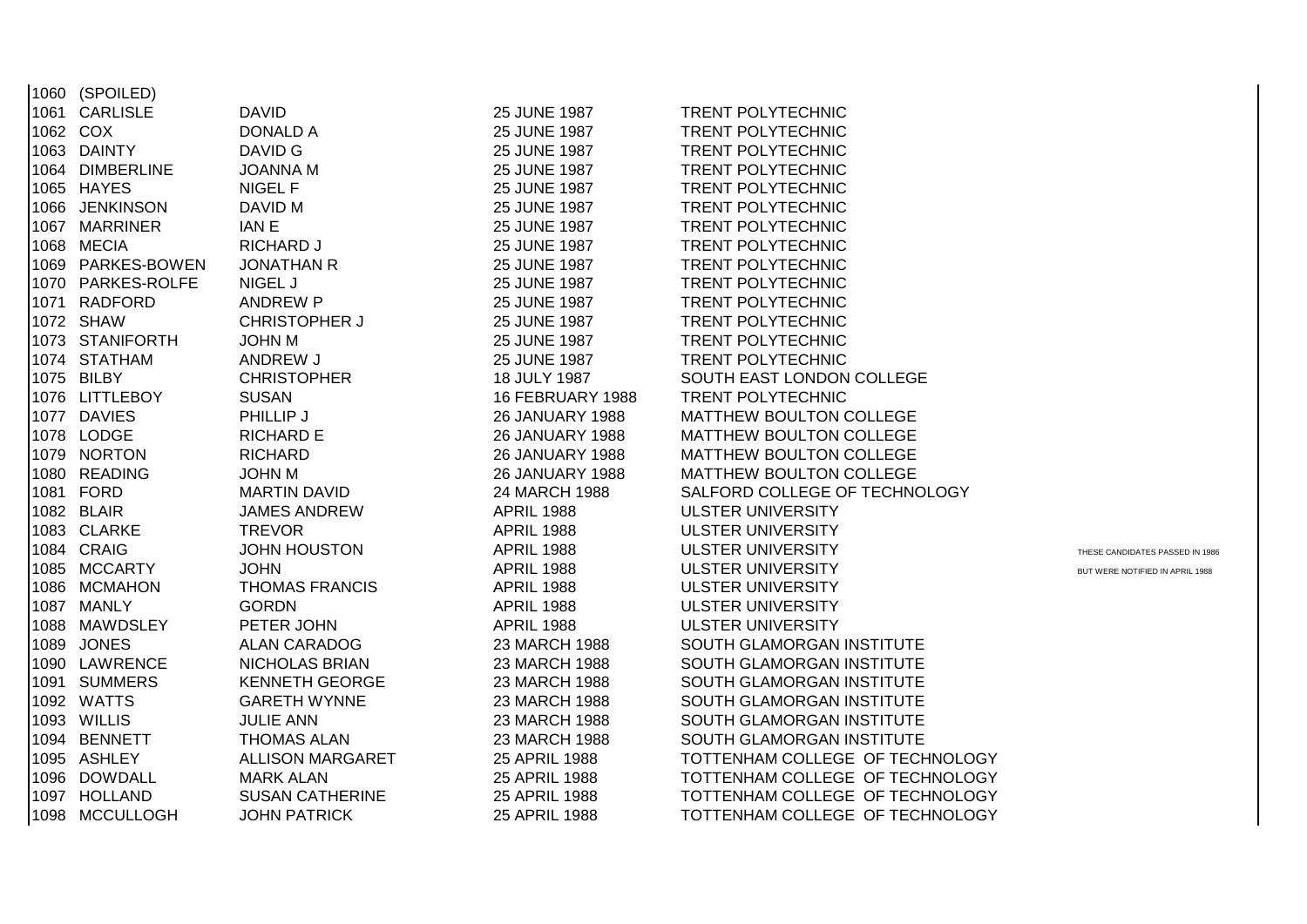| | | | | | |
|---|---|---|---|---|---|
| 1060 | (SPOILED) | | | | |
| 1061 | CARLISLE | DAVID | 25 JUNE 1987 | TRENT POLYTECHNIC | |
| 1062 | COX | DONALD A | 25 JUNE 1987 | TRENT POLYTECHNIC | |
| 1063 | DAINTY | DAVID G | 25 JUNE 1987 | TRENT POLYTECHNIC | |
| 1064 | DIMBERLINE | JOANNA M | 25 JUNE 1987 | TRENT POLYTECHNIC | |
| 1065 | HAYES | NIGEL F | 25 JUNE 1987 | TRENT POLYTECHNIC | |
| 1066 | JENKINSON | DAVID M | 25 JUNE 1987 | TRENT POLYTECHNIC | |
| 1067 | MARRINER | IAN E | 25 JUNE 1987 | TRENT POLYTECHNIC | |
| 1068 | MECIA | RICHARD J | 25 JUNE 1987 | TRENT POLYTECHNIC | |
| 1069 | PARKES-BOWEN | JONATHAN R | 25 JUNE 1987 | TRENT POLYTECHNIC | |
| 1070 | PARKES-ROLFE | NIGEL J | 25 JUNE 1987 | TRENT POLYTECHNIC | |
| 1071 | RADFORD | ANDREW P | 25 JUNE 1987 | TRENT POLYTECHNIC | |
| 1072 | SHAW | CHRISTOPHER J | 25 JUNE 1987 | TRENT POLYTECHNIC | |
| 1073 | STANIFORTH | JOHN M | 25 JUNE 1987 | TRENT POLYTECHNIC | |
| 1074 | STATHAM | ANDREW J | 25 JUNE 1987 | TRENT POLYTECHNIC | |
| 1075 | BILBY | CHRISTOPHER | 18 JULY 1987 | SOUTH EAST LONDON COLLEGE | |
| 1076 | LITTLEBOY | SUSAN | 16 FEBRUARY 1988 | TRENT POLYTECHNIC | |
| 1077 | DAVIES | PHILLIP J | 26 JANUARY 1988 | MATTHEW BOULTON COLLEGE | |
| 1078 | LODGE | RICHARD E | 26 JANUARY 1988 | MATTHEW BOULTON COLLEGE | |
| 1079 | NORTON | RICHARD | 26 JANUARY 1988 | MATTHEW BOULTON COLLEGE | |
| 1080 | READING | JOHN M | 26 JANUARY 1988 | MATTHEW BOULTON COLLEGE | |
| 1081 | FORD | MARTIN DAVID | 24 MARCH 1988 | SALFORD COLLEGE OF TECHNOLOGY | |
| 1082 | BLAIR | JAMES ANDREW | APRIL 1988 | ULSTER UNIVERSITY | |
| 1083 | CLARKE | TREVOR | APRIL 1988 | ULSTER UNIVERSITY | |
| 1084 | CRAIG | JOHN HOUSTON | APRIL 1988 | ULSTER UNIVERSITY | THESE CANDIDATES PASSED IN 1986 |
| 1085 | MCCARTY | JOHN | APRIL 1988 | ULSTER UNIVERSITY | BUT WERE NOTIFIED IN APRIL 1988 |
| 1086 | MCMAHON | THOMAS FRANCIS | APRIL 1988 | ULSTER UNIVERSITY | |
| 1087 | MANLY | GORDN | APRIL 1988 | ULSTER UNIVERSITY | |
| 1088 | MAWDSLEY | PETER JOHN | APRIL 1988 | ULSTER UNIVERSITY | |
| 1089 | JONES | ALAN CARADOG | 23 MARCH 1988 | SOUTH GLAMORGAN INSTITUTE | |
| 1090 | LAWRENCE | NICHOLAS BRIAN | 23 MARCH 1988 | SOUTH GLAMORGAN INSTITUTE | |
| 1091 | SUMMERS | KENNETH GEORGE | 23 MARCH 1988 | SOUTH GLAMORGAN INSTITUTE | |
| 1092 | WATTS | GARETH WYNNE | 23 MARCH 1988 | SOUTH GLAMORGAN INSTITUTE | |
| 1093 | WILLIS | JULIE ANN | 23 MARCH 1988 | SOUTH GLAMORGAN INSTITUTE | |
| 1094 | BENNETT | THOMAS ALAN | 23 MARCH 1988 | SOUTH GLAMORGAN INSTITUTE | |
| 1095 | ASHLEY | ALLISON MARGARET | 25 APRIL 1988 | TOTTENHAM COLLEGE OF TECHNOLOGY | |
| 1096 | DOWDALL | MARK ALAN | 25 APRIL 1988 | TOTTENHAM COLLEGE OF TECHNOLOGY | |
| 1097 | HOLLAND | SUSAN CATHERINE | 25 APRIL 1988 | TOTTENHAM COLLEGE OF TECHNOLOGY | |
| 1098 | MCCULLOGH | JOHN PATRICK | 25 APRIL 1988 | TOTTENHAM COLLEGE OF TECHNOLOGY | |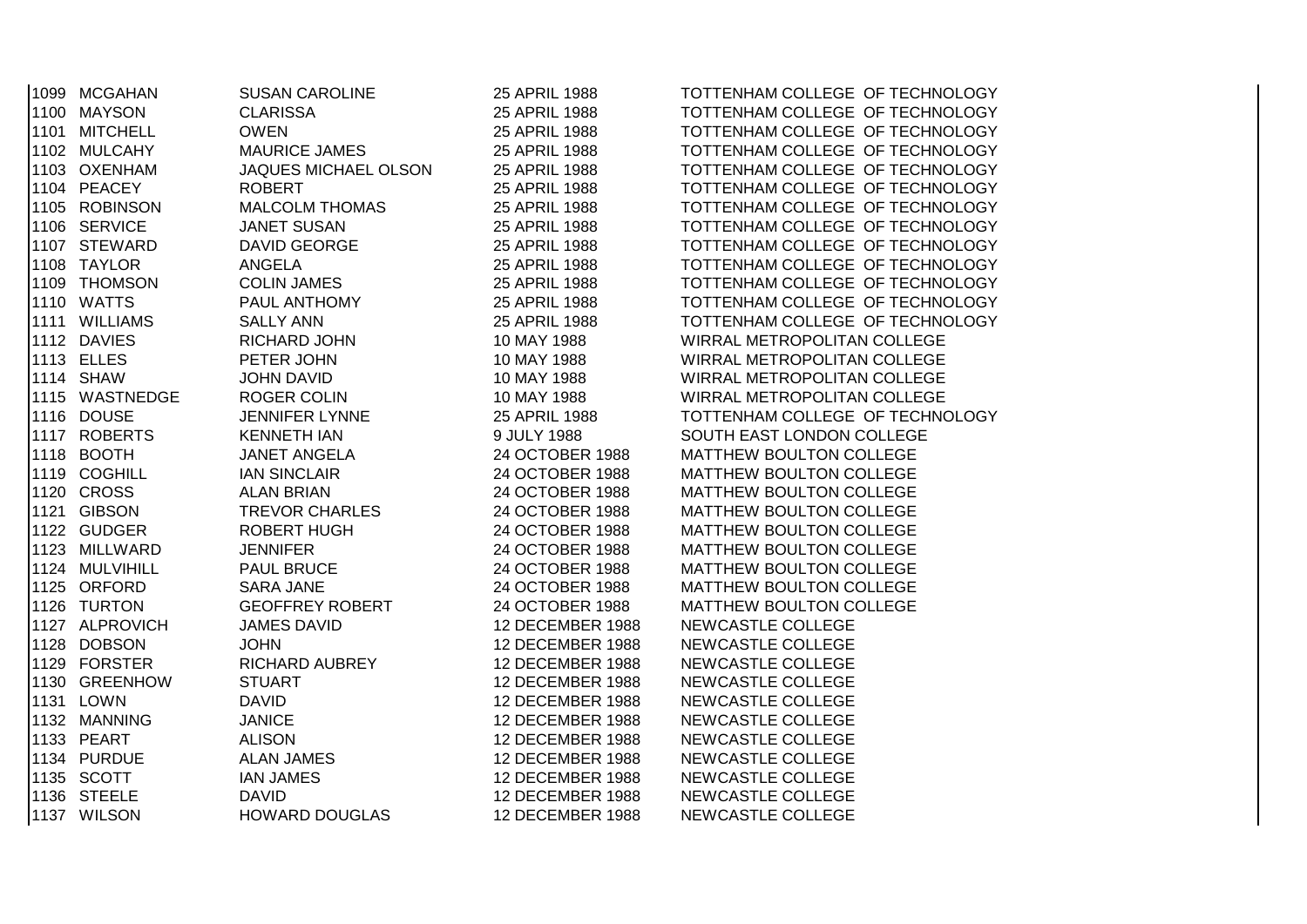| | | | | |
|---|---|---|---|---|
| 1099 | MCGAHAN | SUSAN CAROLINE | 25 APRIL 1988 | TOTTENHAM COLLEGE OF TECHNOLOGY |
| 1100 | MAYSON | CLARISSA | 25 APRIL 1988 | TOTTENHAM COLLEGE OF TECHNOLOGY |
| 1101 | MITCHELL | OWEN | 25 APRIL 1988 | TOTTENHAM COLLEGE OF TECHNOLOGY |
| 1102 | MULCAHY | MAURICE JAMES | 25 APRIL 1988 | TOTTENHAM COLLEGE OF TECHNOLOGY |
| 1103 | OXENHAM | JAQUES MICHAEL OLSON | 25 APRIL 1988 | TOTTENHAM COLLEGE OF TECHNOLOGY |
| 1104 | PEACEY | ROBERT | 25 APRIL 1988 | TOTTENHAM COLLEGE OF TECHNOLOGY |
| 1105 | ROBINSON | MALCOLM THOMAS | 25 APRIL 1988 | TOTTENHAM COLLEGE OF TECHNOLOGY |
| 1106 | SERVICE | JANET SUSAN | 25 APRIL 1988 | TOTTENHAM COLLEGE OF TECHNOLOGY |
| 1107 | STEWARD | DAVID GEORGE | 25 APRIL 1988 | TOTTENHAM COLLEGE OF TECHNOLOGY |
| 1108 | TAYLOR | ANGELA | 25 APRIL 1988 | TOTTENHAM COLLEGE OF TECHNOLOGY |
| 1109 | THOMSON | COLIN JAMES | 25 APRIL 1988 | TOTTENHAM COLLEGE OF TECHNOLOGY |
| 1110 | WATTS | PAUL ANTHOMY | 25 APRIL 1988 | TOTTENHAM COLLEGE OF TECHNOLOGY |
| 1111 | WILLIAMS | SALLY ANN | 25 APRIL 1988 | TOTTENHAM COLLEGE OF TECHNOLOGY |
| 1112 | DAVIES | RICHARD JOHN | 10 MAY 1988 | WIRRAL METROPOLITAN COLLEGE |
| 1113 | ELLES | PETER JOHN | 10 MAY 1988 | WIRRAL METROPOLITAN COLLEGE |
| 1114 | SHAW | JOHN DAVID | 10 MAY 1988 | WIRRAL METROPOLITAN COLLEGE |
| 1115 | WASTNEDGE | ROGER COLIN | 10 MAY 1988 | WIRRAL METROPOLITAN COLLEGE |
| 1116 | DOUSE | JENNIFER LYNNE | 25 APRIL 1988 | TOTTENHAM COLLEGE OF TECHNOLOGY |
| 1117 | ROBERTS | KENNETH IAN | 9 JULY 1988 | SOUTH EAST LONDON COLLEGE |
| 1118 | BOOTH | JANET ANGELA | 24 OCTOBER 1988 | MATTHEW BOULTON COLLEGE |
| 1119 | COGHILL | IAN SINCLAIR | 24 OCTOBER 1988 | MATTHEW BOULTON COLLEGE |
| 1120 | CROSS | ALAN BRIAN | 24 OCTOBER 1988 | MATTHEW BOULTON COLLEGE |
| 1121 | GIBSON | TREVOR CHARLES | 24 OCTOBER 1988 | MATTHEW BOULTON COLLEGE |
| 1122 | GUDGER | ROBERT HUGH | 24 OCTOBER 1988 | MATTHEW BOULTON COLLEGE |
| 1123 | MILLWARD | JENNIFER | 24 OCTOBER 1988 | MATTHEW BOULTON COLLEGE |
| 1124 | MULVIHILL | PAUL BRUCE | 24 OCTOBER 1988 | MATTHEW BOULTON COLLEGE |
| 1125 | ORFORD | SARA JANE | 24 OCTOBER 1988 | MATTHEW BOULTON COLLEGE |
| 1126 | TURTON | GEOFFREY ROBERT | 24 OCTOBER 1988 | MATTHEW BOULTON COLLEGE |
| 1127 | ALPROVICH | JAMES DAVID | 12 DECEMBER 1988 | NEWCASTLE COLLEGE |
| 1128 | DOBSON | JOHN | 12 DECEMBER 1988 | NEWCASTLE COLLEGE |
| 1129 | FORSTER | RICHARD AUBREY | 12 DECEMBER 1988 | NEWCASTLE COLLEGE |
| 1130 | GREENHOW | STUART | 12 DECEMBER 1988 | NEWCASTLE COLLEGE |
| 1131 | LOWN | DAVID | 12 DECEMBER 1988 | NEWCASTLE COLLEGE |
| 1132 | MANNING | JANICE | 12 DECEMBER 1988 | NEWCASTLE COLLEGE |
| 1133 | PEART | ALISON | 12 DECEMBER 1988 | NEWCASTLE COLLEGE |
| 1134 | PURDUE | ALAN JAMES | 12 DECEMBER 1988 | NEWCASTLE COLLEGE |
| 1135 | SCOTT | IAN JAMES | 12 DECEMBER 1988 | NEWCASTLE COLLEGE |
| 1136 | STEELE | DAVID | 12 DECEMBER 1988 | NEWCASTLE COLLEGE |
| 1137 | WILSON | HOWARD DOUGLAS | 12 DECEMBER 1988 | NEWCASTLE COLLEGE |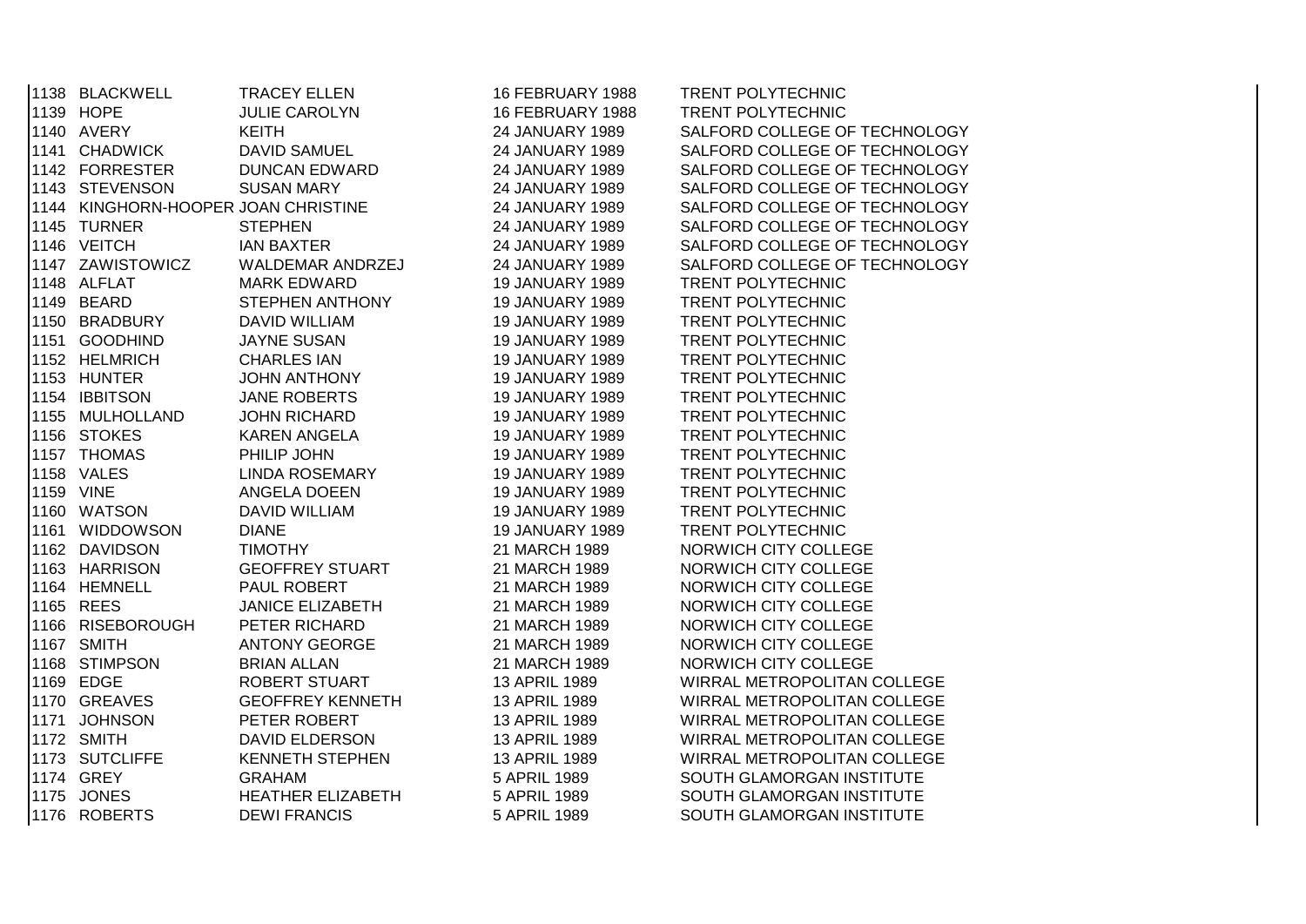| | | | | |
|---|---|---|---|---|
| 1138 | BLACKWELL | TRACEY ELLEN | 16 FEBRUARY 1988 | TRENT POLYTECHNIC |
| 1139 | HOPE | JULIE CAROLYN | 16 FEBRUARY 1988 | TRENT POLYTECHNIC |
| 1140 | AVERY | KEITH | 24 JANUARY 1989 | SALFORD COLLEGE OF TECHNOLOGY |
| 1141 | CHADWICK | DAVID SAMUEL | 24 JANUARY 1989 | SALFORD COLLEGE OF TECHNOLOGY |
| 1142 | FORRESTER | DUNCAN EDWARD | 24 JANUARY 1989 | SALFORD COLLEGE OF TECHNOLOGY |
| 1143 | STEVENSON | SUSAN MARY | 24 JANUARY 1989 | SALFORD COLLEGE OF TECHNOLOGY |
| 1144 | KINGHORN-HOOPER | JOAN CHRISTINE | 24 JANUARY 1989 | SALFORD COLLEGE OF TECHNOLOGY |
| 1145 | TURNER | STEPHEN | 24 JANUARY 1989 | SALFORD COLLEGE OF TECHNOLOGY |
| 1146 | VEITCH | IAN BAXTER | 24 JANUARY 1989 | SALFORD COLLEGE OF TECHNOLOGY |
| 1147 | ZAWISTOWICZ | WALDEMAR ANDRZEJ | 24 JANUARY 1989 | SALFORD COLLEGE OF TECHNOLOGY |
| 1148 | ALFLAT | MARK EDWARD | 19 JANUARY 1989 | TRENT POLYTECHNIC |
| 1149 | BEARD | STEPHEN ANTHONY | 19 JANUARY 1989 | TRENT POLYTECHNIC |
| 1150 | BRADBURY | DAVID WILLIAM | 19 JANUARY 1989 | TRENT POLYTECHNIC |
| 1151 | GOODHIND | JAYNE SUSAN | 19 JANUARY 1989 | TRENT POLYTECHNIC |
| 1152 | HELMRICH | CHARLES IAN | 19 JANUARY 1989 | TRENT POLYTECHNIC |
| 1153 | HUNTER | JOHN ANTHONY | 19 JANUARY 1989 | TRENT POLYTECHNIC |
| 1154 | IBBITSON | JANE ROBERTS | 19 JANUARY 1989 | TRENT POLYTECHNIC |
| 1155 | MULHOLLAND | JOHN RICHARD | 19 JANUARY 1989 | TRENT POLYTECHNIC |
| 1156 | STOKES | KAREN ANGELA | 19 JANUARY 1989 | TRENT POLYTECHNIC |
| 1157 | THOMAS | PHILIP JOHN | 19 JANUARY 1989 | TRENT POLYTECHNIC |
| 1158 | VALES | LINDA ROSEMARY | 19 JANUARY 1989 | TRENT POLYTECHNIC |
| 1159 | VINE | ANGELA DOEEN | 19 JANUARY 1989 | TRENT POLYTECHNIC |
| 1160 | WATSON | DAVID WILLIAM | 19 JANUARY 1989 | TRENT POLYTECHNIC |
| 1161 | WIDDOWSON | DIANE | 19 JANUARY 1989 | TRENT POLYTECHNIC |
| 1162 | DAVIDSON | TIMOTHY | 21 MARCH 1989 | NORWICH CITY COLLEGE |
| 1163 | HARRISON | GEOFFREY STUART | 21 MARCH 1989 | NORWICH CITY COLLEGE |
| 1164 | HEMNELL | PAUL ROBERT | 21 MARCH 1989 | NORWICH CITY COLLEGE |
| 1165 | REES | JANICE ELIZABETH | 21 MARCH 1989 | NORWICH CITY COLLEGE |
| 1166 | RISEBOROUGH | PETER RICHARD | 21 MARCH 1989 | NORWICH CITY COLLEGE |
| 1167 | SMITH | ANTONY GEORGE | 21 MARCH 1989 | NORWICH CITY COLLEGE |
| 1168 | STIMPSON | BRIAN ALLAN | 21 MARCH 1989 | NORWICH CITY COLLEGE |
| 1169 | EDGE | ROBERT STUART | 13 APRIL 1989 | WIRRAL METROPOLITAN COLLEGE |
| 1170 | GREAVES | GEOFFREY KENNETH | 13 APRIL 1989 | WIRRAL METROPOLITAN COLLEGE |
| 1171 | JOHNSON | PETER ROBERT | 13 APRIL 1989 | WIRRAL METROPOLITAN COLLEGE |
| 1172 | SMITH | DAVID ELDERSON | 13 APRIL 1989 | WIRRAL METROPOLITAN COLLEGE |
| 1173 | SUTCLIFFE | KENNETH STEPHEN | 13 APRIL 1989 | WIRRAL METROPOLITAN COLLEGE |
| 1174 | GREY | GRAHAM | 5 APRIL 1989 | SOUTH GLAMORGAN INSTITUTE |
| 1175 | JONES | HEATHER ELIZABETH | 5 APRIL 1989 | SOUTH GLAMORGAN INSTITUTE |
| 1176 | ROBERTS | DEWI FRANCIS | 5 APRIL 1989 | SOUTH GLAMORGAN INSTITUTE |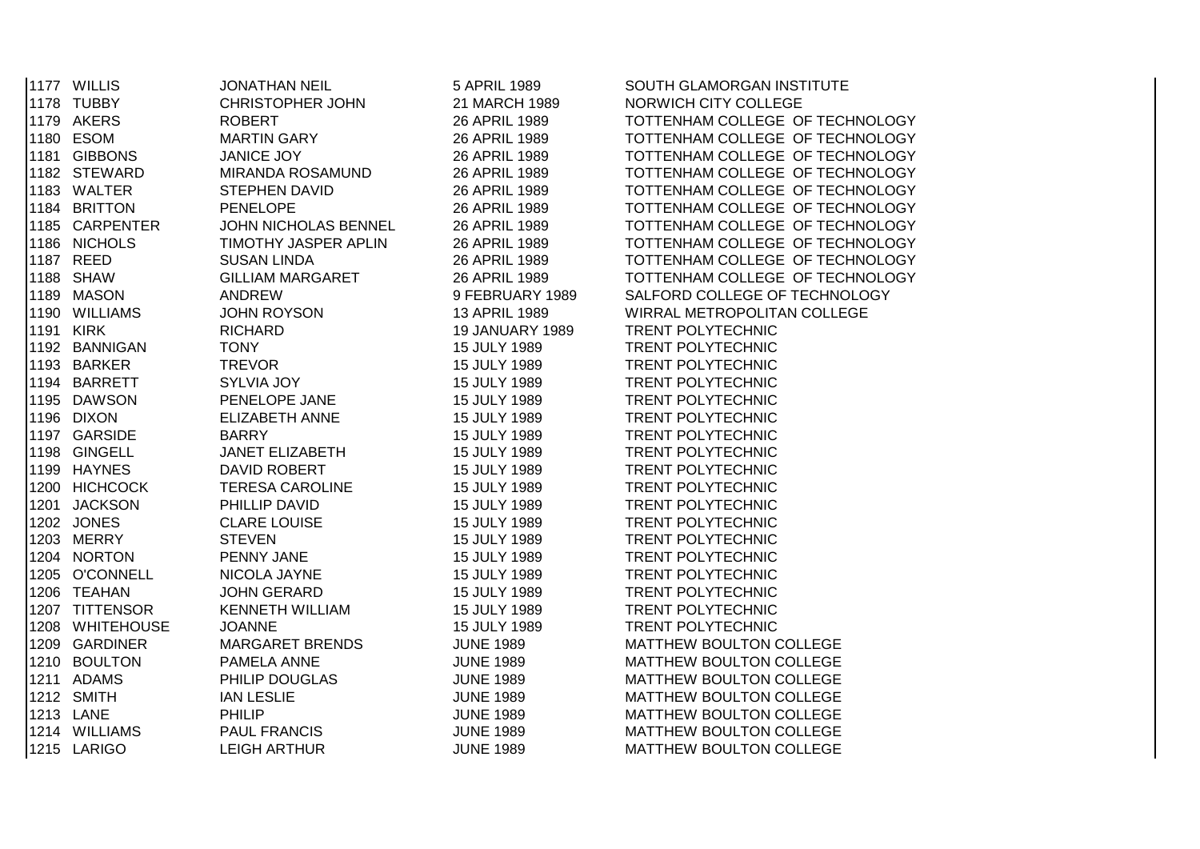| | | | | |
|---|---|---|---|---|
| 1177 | WILLIS | JONATHAN NEIL | 5 APRIL 1989 | SOUTH GLAMORGAN INSTITUTE |
| 1178 | TUBBY | CHRISTOPHER JOHN | 21 MARCH 1989 | NORWICH CITY COLLEGE |
| 1179 | AKERS | ROBERT | 26 APRIL 1989 | TOTTENHAM COLLEGE OF TECHNOLOGY |
| 1180 | ESOM | MARTIN GARY | 26 APRIL 1989 | TOTTENHAM COLLEGE OF TECHNOLOGY |
| 1181 | GIBBONS | JANICE JOY | 26 APRIL 1989 | TOTTENHAM COLLEGE OF TECHNOLOGY |
| 1182 | STEWARD | MIRANDA ROSAMUND | 26 APRIL 1989 | TOTTENHAM COLLEGE OF TECHNOLOGY |
| 1183 | WALTER | STEPHEN DAVID | 26 APRIL 1989 | TOTTENHAM COLLEGE OF TECHNOLOGY |
| 1184 | BRITTON | PENELOPE | 26 APRIL 1989 | TOTTENHAM COLLEGE OF TECHNOLOGY |
| 1185 | CARPENTER | JOHN NICHOLAS BENNEL | 26 APRIL 1989 | TOTTENHAM COLLEGE OF TECHNOLOGY |
| 1186 | NICHOLS | TIMOTHY JASPER APLIN | 26 APRIL 1989 | TOTTENHAM COLLEGE OF TECHNOLOGY |
| 1187 | REED | SUSAN LINDA | 26 APRIL 1989 | TOTTENHAM COLLEGE OF TECHNOLOGY |
| 1188 | SHAW | GILLIAM MARGARET | 26 APRIL 1989 | TOTTENHAM COLLEGE OF TECHNOLOGY |
| 1189 | MASON | ANDREW | 9 FEBRUARY 1989 | SALFORD COLLEGE OF TECHNOLOGY |
| 1190 | WILLIAMS | JOHN ROYSON | 13 APRIL 1989 | WIRRAL METROPOLITAN COLLEGE |
| 1191 | KIRK | RICHARD | 19 JANUARY 1989 | TRENT POLYTECHNIC |
| 1192 | BANNIGAN | TONY | 15 JULY 1989 | TRENT POLYTECHNIC |
| 1193 | BARKER | TREVOR | 15 JULY 1989 | TRENT POLYTECHNIC |
| 1194 | BARRETT | SYLVIA JOY | 15 JULY 1989 | TRENT POLYTECHNIC |
| 1195 | DAWSON | PENELOPE JANE | 15 JULY 1989 | TRENT POLYTECHNIC |
| 1196 | DIXON | ELIZABETH ANNE | 15 JULY 1989 | TRENT POLYTECHNIC |
| 1197 | GARSIDE | BARRY | 15 JULY 1989 | TRENT POLYTECHNIC |
| 1198 | GINGELL | JANET ELIZABETH | 15 JULY 1989 | TRENT POLYTECHNIC |
| 1199 | HAYNES | DAVID ROBERT | 15 JULY 1989 | TRENT POLYTECHNIC |
| 1200 | HICHCOCK | TERESA CAROLINE | 15 JULY 1989 | TRENT POLYTECHNIC |
| 1201 | JACKSON | PHILLIP DAVID | 15 JULY 1989 | TRENT POLYTECHNIC |
| 1202 | JONES | CLARE LOUISE | 15 JULY 1989 | TRENT POLYTECHNIC |
| 1203 | MERRY | STEVEN | 15 JULY 1989 | TRENT POLYTECHNIC |
| 1204 | NORTON | PENNY JANE | 15 JULY 1989 | TRENT POLYTECHNIC |
| 1205 | O'CONNELL | NICOLA JAYNE | 15 JULY 1989 | TRENT POLYTECHNIC |
| 1206 | TEAHAN | JOHN GERARD | 15 JULY 1989 | TRENT POLYTECHNIC |
| 1207 | TITTENSOR | KENNETH WILLIAM | 15 JULY 1989 | TRENT POLYTECHNIC |
| 1208 | WHITEHOUSE | JOANNE | 15 JULY 1989 | TRENT POLYTECHNIC |
| 1209 | GARDINER | MARGARET BRENDS | JUNE 1989 | MATTHEW BOULTON COLLEGE |
| 1210 | BOULTON | PAMELA ANNE | JUNE 1989 | MATTHEW BOULTON COLLEGE |
| 1211 | ADAMS | PHILIP DOUGLAS | JUNE 1989 | MATTHEW BOULTON COLLEGE |
| 1212 | SMITH | IAN LESLIE | JUNE 1989 | MATTHEW BOULTON COLLEGE |
| 1213 | LANE | PHILIP | JUNE 1989 | MATTHEW BOULTON COLLEGE |
| 1214 | WILLIAMS | PAUL FRANCIS | JUNE 1989 | MATTHEW BOULTON COLLEGE |
| 1215 | LARIGO | LEIGH ARTHUR | JUNE 1989 | MATTHEW BOULTON COLLEGE |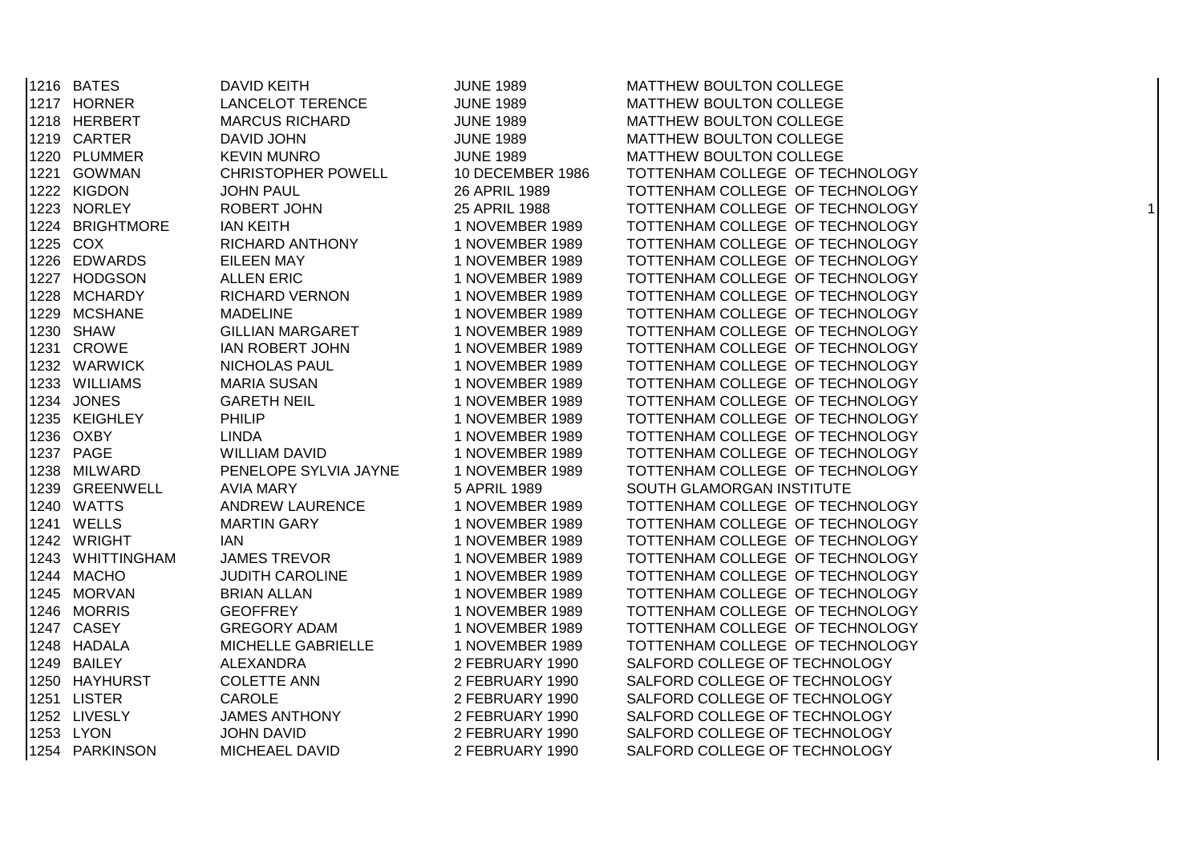| | | | | |
|---|---|---|---|---|
| 1216 | BATES | DAVID KEITH | JUNE 1989 | MATTHEW BOULTON COLLEGE |
| 1217 | HORNER | LANCELOT TERENCE | JUNE 1989 | MATTHEW BOULTON COLLEGE |
| 1218 | HERBERT | MARCUS RICHARD | JUNE 1989 | MATTHEW BOULTON COLLEGE |
| 1219 | CARTER | DAVID JOHN | JUNE 1989 | MATTHEW BOULTON COLLEGE |
| 1220 | PLUMMER | KEVIN MUNRO | JUNE 1989 | MATTHEW BOULTON COLLEGE |
| 1221 | GOWMAN | CHRISTOPHER POWELL | 10 DECEMBER 1986 | TOTTENHAM COLLEGE OF TECHNOLOGY |
| 1222 | KIGDON | JOHN PAUL | 26 APRIL 1989 | TOTTENHAM COLLEGE OF TECHNOLOGY |
| 1223 | NORLEY | ROBERT JOHN | 25 APRIL 1988 | TOTTENHAM COLLEGE OF TECHNOLOGY |
| 1224 | BRIGHTMORE | IAN KEITH | 1 NOVEMBER 1989 | TOTTENHAM COLLEGE OF TECHNOLOGY |
| 1225 | COX | RICHARD ANTHONY | 1 NOVEMBER 1989 | TOTTENHAM COLLEGE OF TECHNOLOGY |
| 1226 | EDWARDS | EILEEN MAY | 1 NOVEMBER 1989 | TOTTENHAM COLLEGE OF TECHNOLOGY |
| 1227 | HODGSON | ALLEN ERIC | 1 NOVEMBER 1989 | TOTTENHAM COLLEGE OF TECHNOLOGY |
| 1228 | MCHARDY | RICHARD VERNON | 1 NOVEMBER 1989 | TOTTENHAM COLLEGE OF TECHNOLOGY |
| 1229 | MCSHANE | MADELINE | 1 NOVEMBER 1989 | TOTTENHAM COLLEGE OF TECHNOLOGY |
| 1230 | SHAW | GILLIAN MARGARET | 1 NOVEMBER 1989 | TOTTENHAM COLLEGE OF TECHNOLOGY |
| 1231 | CROWE | IAN ROBERT JOHN | 1 NOVEMBER 1989 | TOTTENHAM COLLEGE OF TECHNOLOGY |
| 1232 | WARWICK | NICHOLAS PAUL | 1 NOVEMBER 1989 | TOTTENHAM COLLEGE OF TECHNOLOGY |
| 1233 | WILLIAMS | MARIA SUSAN | 1 NOVEMBER 1989 | TOTTENHAM COLLEGE OF TECHNOLOGY |
| 1234 | JONES | GARETH NEIL | 1 NOVEMBER 1989 | TOTTENHAM COLLEGE OF TECHNOLOGY |
| 1235 | KEIGHLEY | PHILIP | 1 NOVEMBER 1989 | TOTTENHAM COLLEGE OF TECHNOLOGY |
| 1236 | OXBY | LINDA | 1 NOVEMBER 1989 | TOTTENHAM COLLEGE OF TECHNOLOGY |
| 1237 | PAGE | WILLIAM DAVID | 1 NOVEMBER 1989 | TOTTENHAM COLLEGE OF TECHNOLOGY |
| 1238 | MILWARD | PENELOPE SYLVIA JAYNE | 1 NOVEMBER 1989 | TOTTENHAM COLLEGE OF TECHNOLOGY |
| 1239 | GREENWELL | AVIA MARY | 5 APRIL 1989 | SOUTH GLAMORGAN INSTITUTE |
| 1240 | WATTS | ANDREW LAURENCE | 1 NOVEMBER 1989 | TOTTENHAM COLLEGE OF TECHNOLOGY |
| 1241 | WELLS | MARTIN GARY | 1 NOVEMBER 1989 | TOTTENHAM COLLEGE OF TECHNOLOGY |
| 1242 | WRIGHT | IAN | 1 NOVEMBER 1989 | TOTTENHAM COLLEGE OF TECHNOLOGY |
| 1243 | WHITTINGHAM | JAMES TREVOR | 1 NOVEMBER 1989 | TOTTENHAM COLLEGE OF TECHNOLOGY |
| 1244 | MACHO | JUDITH CAROLINE | 1 NOVEMBER 1989 | TOTTENHAM COLLEGE OF TECHNOLOGY |
| 1245 | MORVAN | BRIAN ALLAN | 1 NOVEMBER 1989 | TOTTENHAM COLLEGE OF TECHNOLOGY |
| 1246 | MORRIS | GEOFFREY | 1 NOVEMBER 1989 | TOTTENHAM COLLEGE OF TECHNOLOGY |
| 1247 | CASEY | GREGORY ADAM | 1 NOVEMBER 1989 | TOTTENHAM COLLEGE OF TECHNOLOGY |
| 1248 | HADALA | MICHELLE GABRIELLE | 1 NOVEMBER 1989 | TOTTENHAM COLLEGE OF TECHNOLOGY |
| 1249 | BAILEY | ALEXANDRA | 2 FEBRUARY 1990 | SALFORD COLLEGE OF TECHNOLOGY |
| 1250 | HAYHURST | COLETTE ANN | 2 FEBRUARY 1990 | SALFORD COLLEGE OF TECHNOLOGY |
| 1251 | LISTER | CAROLE | 2 FEBRUARY 1990 | SALFORD COLLEGE OF TECHNOLOGY |
| 1252 | LIVESLY | JAMES ANTHONY | 2 FEBRUARY 1990 | SALFORD COLLEGE OF TECHNOLOGY |
| 1253 | LYON | JOHN DAVID | 2 FEBRUARY 1990 | SALFORD COLLEGE OF TECHNOLOGY |
| 1254 | PARKINSON | MICHEAEL DAVID | 2 FEBRUARY 1990 | SALFORD COLLEGE OF TECHNOLOGY |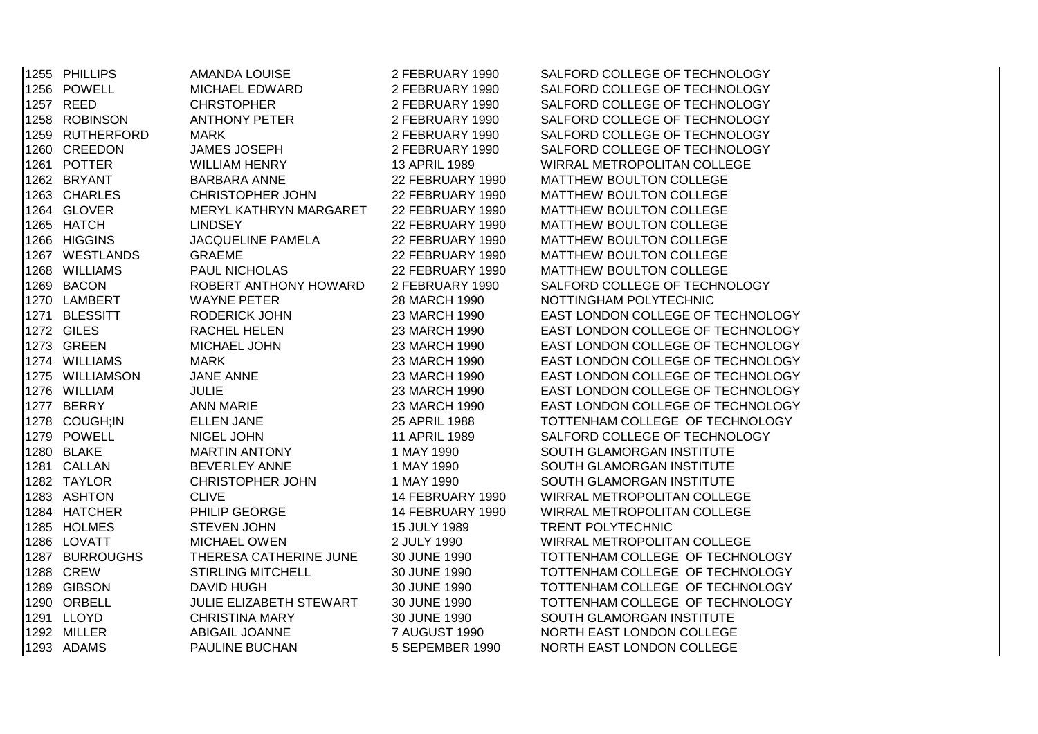| | | | | |
|---|---|---|---|---|
| 1255 | PHILLIPS | AMANDA LOUISE | 2 FEBRUARY 1990 | SALFORD COLLEGE OF TECHNOLOGY |
| 1256 | POWELL | MICHAEL EDWARD | 2 FEBRUARY 1990 | SALFORD COLLEGE OF TECHNOLOGY |
| 1257 | REED | CHRSTOPHER | 2 FEBRUARY 1990 | SALFORD COLLEGE OF TECHNOLOGY |
| 1258 | ROBINSON | ANTHONY PETER | 2 FEBRUARY 1990 | SALFORD COLLEGE OF TECHNOLOGY |
| 1259 | RUTHERFORD | MARK | 2 FEBRUARY 1990 | SALFORD COLLEGE OF TECHNOLOGY |
| 1260 | CREEDON | JAMES JOSEPH | 2 FEBRUARY 1990 | SALFORD COLLEGE OF TECHNOLOGY |
| 1261 | POTTER | WILLIAM HENRY | 13 APRIL 1989 | WIRRAL METROPOLITAN COLLEGE |
| 1262 | BRYANT | BARBARA ANNE | 22 FEBRUARY 1990 | MATTHEW BOULTON COLLEGE |
| 1263 | CHARLES | CHRISTOPHER JOHN | 22 FEBRUARY 1990 | MATTHEW BOULTON COLLEGE |
| 1264 | GLOVER | MERYL KATHRYN MARGARET | 22 FEBRUARY 1990 | MATTHEW BOULTON COLLEGE |
| 1265 | HATCH | LINDSEY | 22 FEBRUARY 1990 | MATTHEW BOULTON COLLEGE |
| 1266 | HIGGINS | JACQUELINE PAMELA | 22 FEBRUARY 1990 | MATTHEW BOULTON COLLEGE |
| 1267 | WESTLANDS | GRAEME | 22 FEBRUARY 1990 | MATTHEW BOULTON COLLEGE |
| 1268 | WILLIAMS | PAUL NICHOLAS | 22 FEBRUARY 1990 | MATTHEW BOULTON COLLEGE |
| 1269 | BACON | ROBERT ANTHONY HOWARD | 2 FEBRUARY 1990 | SALFORD COLLEGE OF TECHNOLOGY |
| 1270 | LAMBERT | WAYNE PETER | 28 MARCH 1990 | NOTTINGHAM POLYTECHNIC |
| 1271 | BLESSITT | RODERICK JOHN | 23 MARCH 1990 | EAST LONDON COLLEGE OF TECHNOLOGY |
| 1272 | GILES | RACHEL HELEN | 23 MARCH 1990 | EAST LONDON COLLEGE OF TECHNOLOGY |
| 1273 | GREEN | MICHAEL JOHN | 23 MARCH 1990 | EAST LONDON COLLEGE OF TECHNOLOGY |
| 1274 | WILLIAMS | MARK | 23 MARCH 1990 | EAST LONDON COLLEGE OF TECHNOLOGY |
| 1275 | WILLIAMSON | JANE ANNE | 23 MARCH 1990 | EAST LONDON COLLEGE OF TECHNOLOGY |
| 1276 | WILLIAM | JULIE | 23 MARCH 1990 | EAST LONDON COLLEGE OF TECHNOLOGY |
| 1277 | BERRY | ANN MARIE | 23 MARCH 1990 | EAST LONDON COLLEGE OF TECHNOLOGY |
| 1278 | COUGH;IN | ELLEN JANE | 25 APRIL 1988 | TOTTENHAM COLLEGE OF TECHNOLOGY |
| 1279 | POWELL | NIGEL JOHN | 11 APRIL 1989 | SALFORD COLLEGE OF TECHNOLOGY |
| 1280 | BLAKE | MARTIN ANTONY | 1 MAY 1990 | SOUTH GLAMORGAN INSTITUTE |
| 1281 | CALLAN | BEVERLEY ANNE | 1 MAY 1990 | SOUTH GLAMORGAN INSTITUTE |
| 1282 | TAYLOR | CHRISTOPHER JOHN | 1 MAY 1990 | SOUTH GLAMORGAN INSTITUTE |
| 1283 | ASHTON | CLIVE | 14 FEBRUARY 1990 | WIRRAL METROPOLITAN COLLEGE |
| 1284 | HATCHER | PHILIP GEORGE | 14 FEBRUARY 1990 | WIRRAL METROPOLITAN COLLEGE |
| 1285 | HOLMES | STEVEN JOHN | 15 JULY 1989 | TRENT POLYTECHNIC |
| 1286 | LOVATT | MICHAEL OWEN | 2 JULY 1990 | WIRRAL METROPOLITAN COLLEGE |
| 1287 | BURROUGHS | THERESA CATHERINE JUNE | 30 JUNE 1990 | TOTTENHAM COLLEGE OF TECHNOLOGY |
| 1288 | CREW | STIRLING MITCHELL | 30 JUNE 1990 | TOTTENHAM COLLEGE OF TECHNOLOGY |
| 1289 | GIBSON | DAVID HUGH | 30 JUNE 1990 | TOTTENHAM COLLEGE OF TECHNOLOGY |
| 1290 | ORBELL | JULIE ELIZABETH STEWART | 30 JUNE 1990 | TOTTENHAM COLLEGE OF TECHNOLOGY |
| 1291 | LLOYD | CHRISTINA MARY | 30 JUNE 1990 | SOUTH GLAMORGAN INSTITUTE |
| 1292 | MILLER | ABIGAIL JOANNE | 7 AUGUST 1990 | NORTH EAST LONDON COLLEGE |
| 1293 | ADAMS | PAULINE BUCHAN | 5 SEPEMBER 1990 | NORTH EAST LONDON COLLEGE |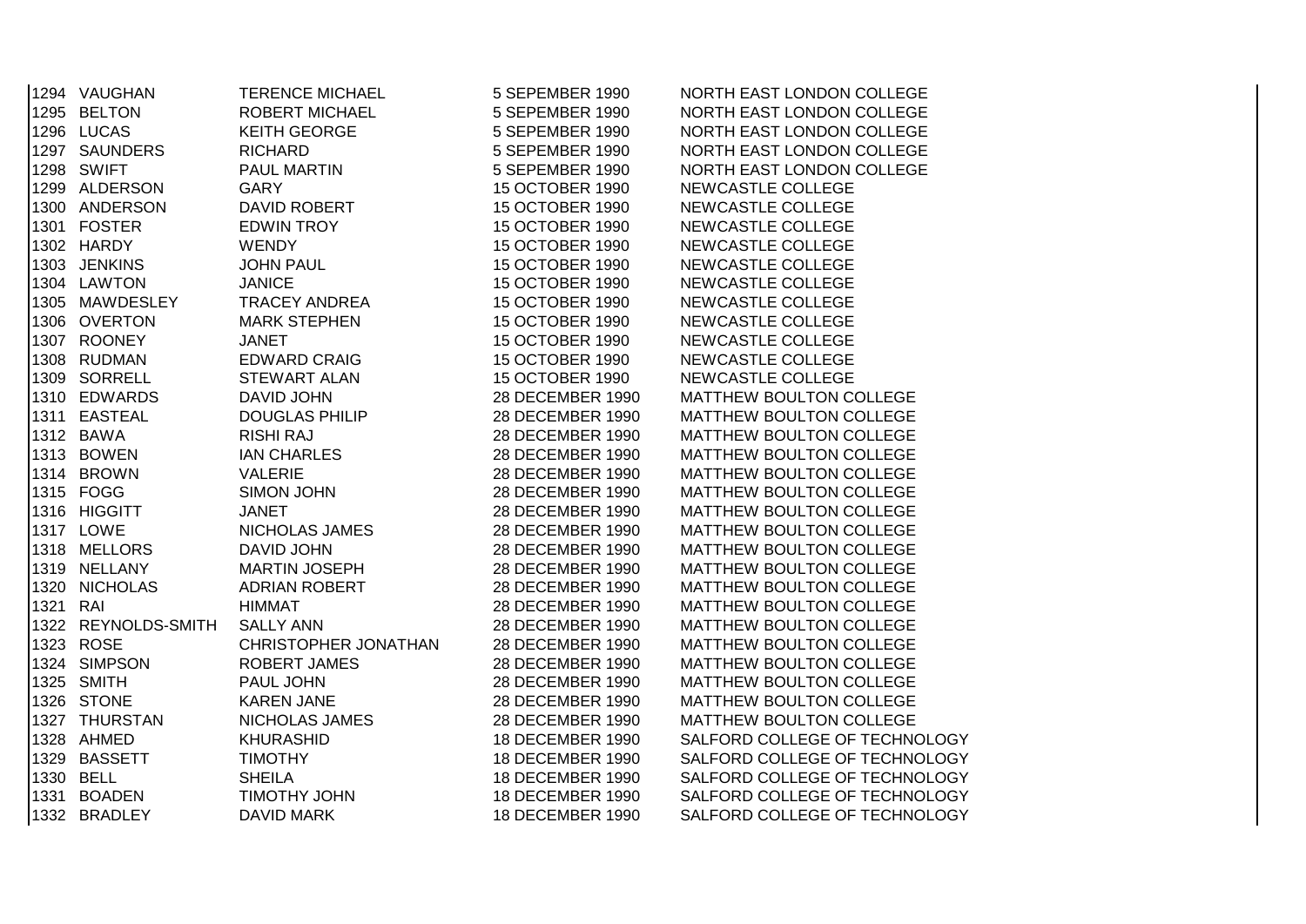| | | | | |
|---|---|---|---|---|
| 1294 | VAUGHAN | TERENCE MICHAEL | 5 SEPEMBER 1990 | NORTH EAST LONDON COLLEGE |
| 1295 | BELTON | ROBERT MICHAEL | 5 SEPEMBER 1990 | NORTH EAST LONDON COLLEGE |
| 1296 | LUCAS | KEITH GEORGE | 5 SEPEMBER 1990 | NORTH EAST LONDON COLLEGE |
| 1297 | SAUNDERS | RICHARD | 5 SEPEMBER 1990 | NORTH EAST LONDON COLLEGE |
| 1298 | SWIFT | PAUL MARTIN | 5 SEPEMBER 1990 | NORTH EAST LONDON COLLEGE |
| 1299 | ALDERSON | GARY | 15 OCTOBER 1990 | NEWCASTLE COLLEGE |
| 1300 | ANDERSON | DAVID ROBERT | 15 OCTOBER 1990 | NEWCASTLE COLLEGE |
| 1301 | FOSTER | EDWIN TROY | 15 OCTOBER 1990 | NEWCASTLE COLLEGE |
| 1302 | HARDY | WENDY | 15 OCTOBER 1990 | NEWCASTLE COLLEGE |
| 1303 | JENKINS | JOHN PAUL | 15 OCTOBER 1990 | NEWCASTLE COLLEGE |
| 1304 | LAWTON | JANICE | 15 OCTOBER 1990 | NEWCASTLE COLLEGE |
| 1305 | MAWDESLEY | TRACEY ANDREA | 15 OCTOBER 1990 | NEWCASTLE COLLEGE |
| 1306 | OVERTON | MARK STEPHEN | 15 OCTOBER 1990 | NEWCASTLE COLLEGE |
| 1307 | ROONEY | JANET | 15 OCTOBER 1990 | NEWCASTLE COLLEGE |
| 1308 | RUDMAN | EDWARD CRAIG | 15 OCTOBER 1990 | NEWCASTLE COLLEGE |
| 1309 | SORRELL | STEWART ALAN | 15 OCTOBER 1990 | NEWCASTLE COLLEGE |
| 1310 | EDWARDS | DAVID JOHN | 28 DECEMBER 1990 | MATTHEW BOULTON COLLEGE |
| 1311 | EASTEAL | DOUGLAS PHILIP | 28 DECEMBER 1990 | MATTHEW BOULTON COLLEGE |
| 1312 | BAWA | RISHI RAJ | 28 DECEMBER 1990 | MATTHEW BOULTON COLLEGE |
| 1313 | BOWEN | IAN CHARLES | 28 DECEMBER 1990 | MATTHEW BOULTON COLLEGE |
| 1314 | BROWN | VALERIE | 28 DECEMBER 1990 | MATTHEW BOULTON COLLEGE |
| 1315 | FOGG | SIMON JOHN | 28 DECEMBER 1990 | MATTHEW BOULTON COLLEGE |
| 1316 | HIGGITT | JANET | 28 DECEMBER 1990 | MATTHEW BOULTON COLLEGE |
| 1317 | LOWE | NICHOLAS JAMES | 28 DECEMBER 1990 | MATTHEW BOULTON COLLEGE |
| 1318 | MELLORS | DAVID JOHN | 28 DECEMBER 1990 | MATTHEW BOULTON COLLEGE |
| 1319 | NELLANY | MARTIN JOSEPH | 28 DECEMBER 1990 | MATTHEW BOULTON COLLEGE |
| 1320 | NICHOLAS | ADRIAN ROBERT | 28 DECEMBER 1990 | MATTHEW BOULTON COLLEGE |
| 1321 | RAI | HIMMAT | 28 DECEMBER 1990 | MATTHEW BOULTON COLLEGE |
| 1322 | REYNOLDS-SMITH | SALLY ANN | 28 DECEMBER 1990 | MATTHEW BOULTON COLLEGE |
| 1323 | ROSE | CHRISTOPHER JONATHAN | 28 DECEMBER 1990 | MATTHEW BOULTON COLLEGE |
| 1324 | SIMPSON | ROBERT JAMES | 28 DECEMBER 1990 | MATTHEW BOULTON COLLEGE |
| 1325 | SMITH | PAUL JOHN | 28 DECEMBER 1990 | MATTHEW BOULTON COLLEGE |
| 1326 | STONE | KAREN JANE | 28 DECEMBER 1990 | MATTHEW BOULTON COLLEGE |
| 1327 | THURSTAN | NICHOLAS JAMES | 28 DECEMBER 1990 | MATTHEW BOULTON COLLEGE |
| 1328 | AHMED | KHURASHID | 18 DECEMBER 1990 | SALFORD COLLEGE OF TECHNOLOGY |
| 1329 | BASSETT | TIMOTHY | 18 DECEMBER 1990 | SALFORD COLLEGE OF TECHNOLOGY |
| 1330 | BELL | SHEILA | 18 DECEMBER 1990 | SALFORD COLLEGE OF TECHNOLOGY |
| 1331 | BOADEN | TIMOTHY JOHN | 18 DECEMBER 1990 | SALFORD COLLEGE OF TECHNOLOGY |
| 1332 | BRADLEY | DAVID MARK | 18 DECEMBER 1990 | SALFORD COLLEGE OF TECHNOLOGY |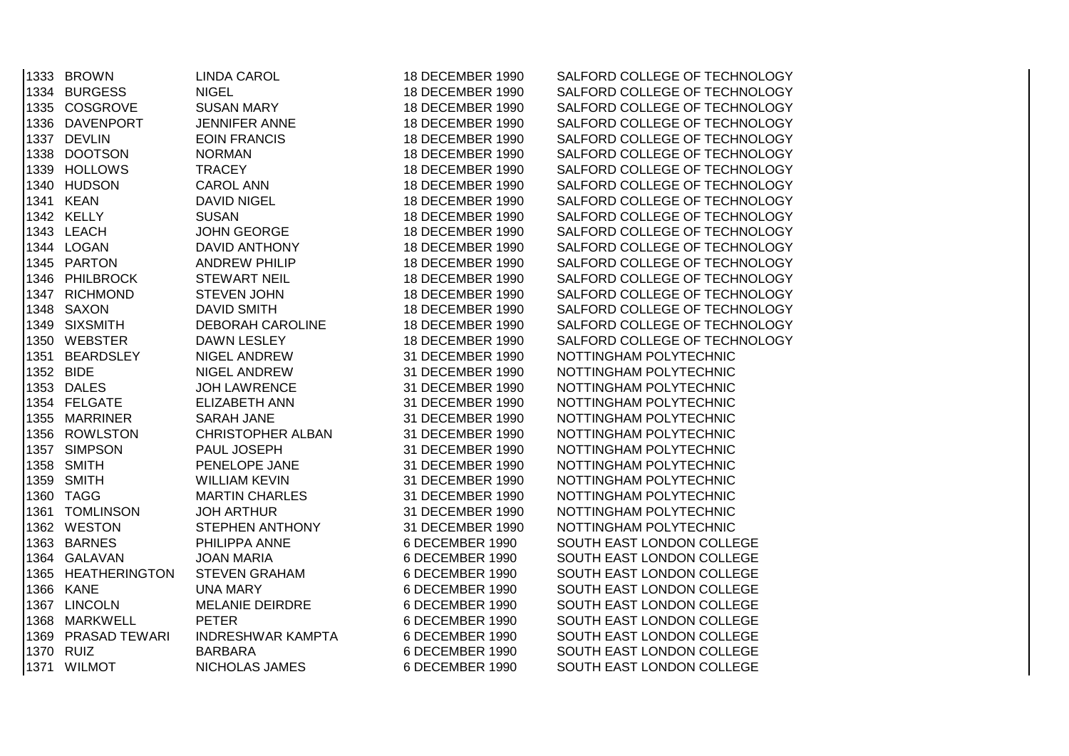| | | | | |
|---|---|---|---|---|
| 1333 | BROWN | LINDA CAROL | 18 DECEMBER 1990 | SALFORD COLLEGE OF TECHNOLOGY |
| 1334 | BURGESS | NIGEL | 18 DECEMBER 1990 | SALFORD COLLEGE OF TECHNOLOGY |
| 1335 | COSGROVE | SUSAN MARY | 18 DECEMBER 1990 | SALFORD COLLEGE OF TECHNOLOGY |
| 1336 | DAVENPORT | JENNIFER ANNE | 18 DECEMBER 1990 | SALFORD COLLEGE OF TECHNOLOGY |
| 1337 | DEVLIN | EOIN FRANCIS | 18 DECEMBER 1990 | SALFORD COLLEGE OF TECHNOLOGY |
| 1338 | DOOTSON | NORMAN | 18 DECEMBER 1990 | SALFORD COLLEGE OF TECHNOLOGY |
| 1339 | HOLLOWS | TRACEY | 18 DECEMBER 1990 | SALFORD COLLEGE OF TECHNOLOGY |
| 1340 | HUDSON | CAROL ANN | 18 DECEMBER 1990 | SALFORD COLLEGE OF TECHNOLOGY |
| 1341 | KEAN | DAVID NIGEL | 18 DECEMBER 1990 | SALFORD COLLEGE OF TECHNOLOGY |
| 1342 | KELLY | SUSAN | 18 DECEMBER 1990 | SALFORD COLLEGE OF TECHNOLOGY |
| 1343 | LEACH | JOHN GEORGE | 18 DECEMBER 1990 | SALFORD COLLEGE OF TECHNOLOGY |
| 1344 | LOGAN | DAVID ANTHONY | 18 DECEMBER 1990 | SALFORD COLLEGE OF TECHNOLOGY |
| 1345 | PARTON | ANDREW PHILIP | 18 DECEMBER 1990 | SALFORD COLLEGE OF TECHNOLOGY |
| 1346 | PHILBROCK | STEWART NEIL | 18 DECEMBER 1990 | SALFORD COLLEGE OF TECHNOLOGY |
| 1347 | RICHMOND | STEVEN JOHN | 18 DECEMBER 1990 | SALFORD COLLEGE OF TECHNOLOGY |
| 1348 | SAXON | DAVID SMITH | 18 DECEMBER 1990 | SALFORD COLLEGE OF TECHNOLOGY |
| 1349 | SIXSMITH | DEBORAH CAROLINE | 18 DECEMBER 1990 | SALFORD COLLEGE OF TECHNOLOGY |
| 1350 | WEBSTER | DAWN LESLEY | 18 DECEMBER 1990 | SALFORD COLLEGE OF TECHNOLOGY |
| 1351 | BEARDSLEY | NIGEL ANDREW | 31 DECEMBER 1990 | NOTTINGHAM POLYTECHNIC |
| 1352 | BIDE | NIGEL ANDREW | 31 DECEMBER 1990 | NOTTINGHAM POLYTECHNIC |
| 1353 | DALES | JOH LAWRENCE | 31 DECEMBER 1990 | NOTTINGHAM POLYTECHNIC |
| 1354 | FELGATE | ELIZABETH ANN | 31 DECEMBER 1990 | NOTTINGHAM POLYTECHNIC |
| 1355 | MARRINER | SARAH JANE | 31 DECEMBER 1990 | NOTTINGHAM POLYTECHNIC |
| 1356 | ROWLSTON | CHRISTOPHER ALBAN | 31 DECEMBER 1990 | NOTTINGHAM POLYTECHNIC |
| 1357 | SIMPSON | PAUL JOSEPH | 31 DECEMBER 1990 | NOTTINGHAM POLYTECHNIC |
| 1358 | SMITH | PENELOPE JANE | 31 DECEMBER 1990 | NOTTINGHAM POLYTECHNIC |
| 1359 | SMITH | WILLIAM KEVIN | 31 DECEMBER 1990 | NOTTINGHAM POLYTECHNIC |
| 1360 | TAGG | MARTIN CHARLES | 31 DECEMBER 1990 | NOTTINGHAM POLYTECHNIC |
| 1361 | TOMLINSON | JOH ARTHUR | 31 DECEMBER 1990 | NOTTINGHAM POLYTECHNIC |
| 1362 | WESTON | STEPHEN ANTHONY | 31 DECEMBER 1990 | NOTTINGHAM POLYTECHNIC |
| 1363 | BARNES | PHILIPPA ANNE | 6 DECEMBER 1990 | SOUTH EAST LONDON COLLEGE |
| 1364 | GALAVAN | JOAN MARIA | 6 DECEMBER 1990 | SOUTH EAST LONDON COLLEGE |
| 1365 | HEATHERINGTON | STEVEN GRAHAM | 6 DECEMBER 1990 | SOUTH EAST LONDON COLLEGE |
| 1366 | KANE | UNA MARY | 6 DECEMBER 1990 | SOUTH EAST LONDON COLLEGE |
| 1367 | LINCOLN | MELANIE DEIRDRE | 6 DECEMBER 1990 | SOUTH EAST LONDON COLLEGE |
| 1368 | MARKWELL | PETER | 6 DECEMBER 1990 | SOUTH EAST LONDON COLLEGE |
| 1369 | PRASAD TEWARI | INDRESHWAR KAMPTA | 6 DECEMBER 1990 | SOUTH EAST LONDON COLLEGE |
| 1370 | RUIZ | BARBARA | 6 DECEMBER 1990 | SOUTH EAST LONDON COLLEGE |
| 1371 | WILMOT | NICHOLAS JAMES | 6 DECEMBER 1990 | SOUTH EAST LONDON COLLEGE |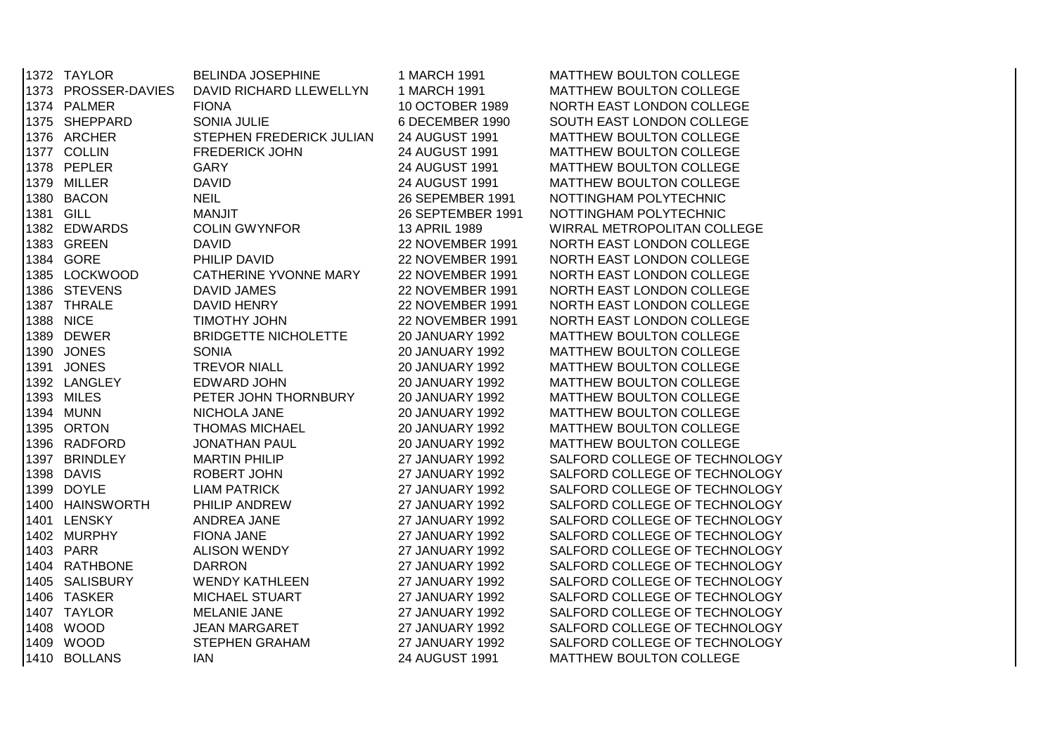| | | | | |
|---|---|---|---|---|
| 1372 | TAYLOR | BELINDA JOSEPHINE | 1 MARCH 1991 | MATTHEW BOULTON COLLEGE |
| 1373 | PROSSER-DAVIES | DAVID RICHARD LLEWELLYN | 1 MARCH 1991 | MATTHEW BOULTON COLLEGE |
| 1374 | PALMER | FIONA | 10 OCTOBER 1989 | NORTH EAST LONDON COLLEGE |
| 1375 | SHEPPARD | SONIA JULIE | 6 DECEMBER 1990 | SOUTH EAST LONDON COLLEGE |
| 1376 | ARCHER | STEPHEN FREDERICK JULIAN | 24 AUGUST 1991 | MATTHEW BOULTON COLLEGE |
| 1377 | COLLIN | FREDERICK JOHN | 24 AUGUST 1991 | MATTHEW BOULTON COLLEGE |
| 1378 | PEPLER | GARY | 24 AUGUST 1991 | MATTHEW BOULTON COLLEGE |
| 1379 | MILLER | DAVID | 24 AUGUST 1991 | MATTHEW BOULTON COLLEGE |
| 1380 | BACON | NEIL | 26 SEPEMBER 1991 | NOTTINGHAM POLYTECHNIC |
| 1381 | GILL | MANJIT | 26 SEPTEMBER 1991 | NOTTINGHAM POLYTECHNIC |
| 1382 | EDWARDS | COLIN GWYNFOR | 13 APRIL 1989 | WIRRAL METROPOLITAN COLLEGE |
| 1383 | GREEN | DAVID | 22 NOVEMBER 1991 | NORTH EAST LONDON COLLEGE |
| 1384 | GORE | PHILIP DAVID | 22 NOVEMBER 1991 | NORTH EAST LONDON COLLEGE |
| 1385 | LOCKWOOD | CATHERINE YVONNE MARY | 22 NOVEMBER 1991 | NORTH EAST LONDON COLLEGE |
| 1386 | STEVENS | DAVID JAMES | 22 NOVEMBER 1991 | NORTH EAST LONDON COLLEGE |
| 1387 | THRALE | DAVID HENRY | 22 NOVEMBER 1991 | NORTH EAST LONDON COLLEGE |
| 1388 | NICE | TIMOTHY JOHN | 22 NOVEMBER 1991 | NORTH EAST LONDON COLLEGE |
| 1389 | DEWER | BRIDGETTE NICHOLETTE | 20 JANUARY 1992 | MATTHEW BOULTON COLLEGE |
| 1390 | JONES | SONIA | 20 JANUARY 1992 | MATTHEW BOULTON COLLEGE |
| 1391 | JONES | TREVOR NIALL | 20 JANUARY 1992 | MATTHEW BOULTON COLLEGE |
| 1392 | LANGLEY | EDWARD JOHN | 20 JANUARY 1992 | MATTHEW BOULTON COLLEGE |
| 1393 | MILES | PETER JOHN THORNBURY | 20 JANUARY 1992 | MATTHEW BOULTON COLLEGE |
| 1394 | MUNN | NICHOLA JANE | 20 JANUARY 1992 | MATTHEW BOULTON COLLEGE |
| 1395 | ORTON | THOMAS MICHAEL | 20 JANUARY 1992 | MATTHEW BOULTON COLLEGE |
| 1396 | RADFORD | JONATHAN PAUL | 20 JANUARY 1992 | MATTHEW BOULTON COLLEGE |
| 1397 | BRINDLEY | MARTIN PHILIP | 27 JANUARY 1992 | SALFORD COLLEGE OF TECHNOLOGY |
| 1398 | DAVIS | ROBERT JOHN | 27 JANUARY 1992 | SALFORD COLLEGE OF TECHNOLOGY |
| 1399 | DOYLE | LIAM PATRICK | 27 JANUARY 1992 | SALFORD COLLEGE OF TECHNOLOGY |
| 1400 | HAINSWORTH | PHILIP ANDREW | 27 JANUARY 1992 | SALFORD COLLEGE OF TECHNOLOGY |
| 1401 | LENSKY | ANDREA JANE | 27 JANUARY 1992 | SALFORD COLLEGE OF TECHNOLOGY |
| 1402 | MURPHY | FIONA JANE | 27 JANUARY 1992 | SALFORD COLLEGE OF TECHNOLOGY |
| 1403 | PARR | ALISON WENDY | 27 JANUARY 1992 | SALFORD COLLEGE OF TECHNOLOGY |
| 1404 | RATHBONE | DARRON | 27 JANUARY 1992 | SALFORD COLLEGE OF TECHNOLOGY |
| 1405 | SALISBURY | WENDY KATHLEEN | 27 JANUARY 1992 | SALFORD COLLEGE OF TECHNOLOGY |
| 1406 | TASKER | MICHAEL STUART | 27 JANUARY 1992 | SALFORD COLLEGE OF TECHNOLOGY |
| 1407 | TAYLOR | MELANIE JANE | 27 JANUARY 1992 | SALFORD COLLEGE OF TECHNOLOGY |
| 1408 | WOOD | JEAN MARGARET | 27 JANUARY 1992 | SALFORD COLLEGE OF TECHNOLOGY |
| 1409 | WOOD | STEPHEN GRAHAM | 27 JANUARY 1992 | SALFORD COLLEGE OF TECHNOLOGY |
| 1410 | BOLLANS | IAN | 24 AUGUST 1991 | MATTHEW BOULTON COLLEGE |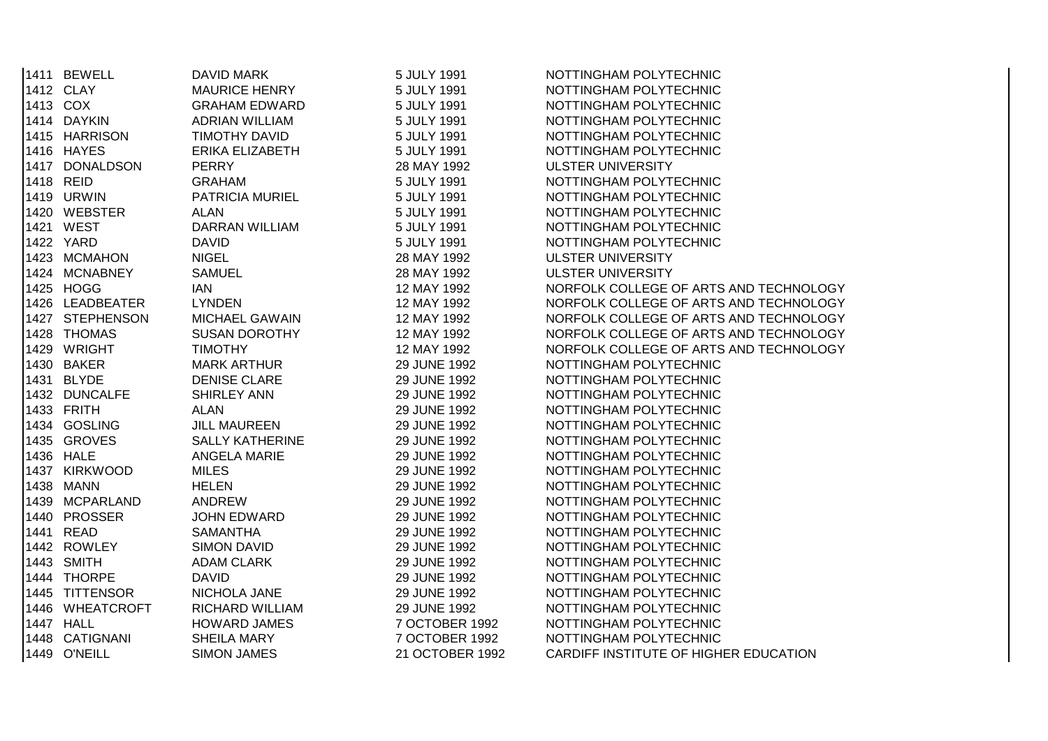| | | | | |
|---|---|---|---|---|
| 1411 | BEWELL | DAVID MARK | 5 JULY 1991 | NOTTINGHAM POLYTECHNIC |
| 1412 | CLAY | MAURICE HENRY | 5 JULY 1991 | NOTTINGHAM POLYTECHNIC |
| 1413 | COX | GRAHAM EDWARD | 5 JULY 1991 | NOTTINGHAM POLYTECHNIC |
| 1414 | DAYKIN | ADRIAN WILLIAM | 5 JULY 1991 | NOTTINGHAM POLYTECHNIC |
| 1415 | HARRISON | TIMOTHY DAVID | 5 JULY 1991 | NOTTINGHAM POLYTECHNIC |
| 1416 | HAYES | ERIKA ELIZABETH | 5 JULY 1991 | NOTTINGHAM POLYTECHNIC |
| 1417 | DONALDSON | PERRY | 28 MAY 1992 | ULSTER UNIVERSITY |
| 1418 | REID | GRAHAM | 5 JULY 1991 | NOTTINGHAM POLYTECHNIC |
| 1419 | URWIN | PATRICIA MURIEL | 5 JULY 1991 | NOTTINGHAM POLYTECHNIC |
| 1420 | WEBSTER | ALAN | 5 JULY 1991 | NOTTINGHAM POLYTECHNIC |
| 1421 | WEST | DARRAN WILLIAM | 5 JULY 1991 | NOTTINGHAM POLYTECHNIC |
| 1422 | YARD | DAVID | 5 JULY 1991 | NOTTINGHAM POLYTECHNIC |
| 1423 | MCMAHON | NIGEL | 28 MAY 1992 | ULSTER UNIVERSITY |
| 1424 | MCNABNEY | SAMUEL | 28 MAY 1992 | ULSTER UNIVERSITY |
| 1425 | HOGG | IAN | 12 MAY 1992 | NORFOLK COLLEGE OF ARTS AND TECHNOLOGY |
| 1426 | LEADBEATER | LYNDEN | 12 MAY 1992 | NORFOLK COLLEGE OF ARTS AND TECHNOLOGY |
| 1427 | STEPHENSON | MICHAEL GAWAIN | 12 MAY 1992 | NORFOLK COLLEGE OF ARTS AND TECHNOLOGY |
| 1428 | THOMAS | SUSAN DOROTHY | 12 MAY 1992 | NORFOLK COLLEGE OF ARTS AND TECHNOLOGY |
| 1429 | WRIGHT | TIMOTHY | 12 MAY 1992 | NORFOLK COLLEGE OF ARTS AND TECHNOLOGY |
| 1430 | BAKER | MARK ARTHUR | 29 JUNE 1992 | NOTTINGHAM POLYTECHNIC |
| 1431 | BLYDE | DENISE CLARE | 29 JUNE 1992 | NOTTINGHAM POLYTECHNIC |
| 1432 | DUNCALFE | SHIRLEY ANN | 29 JUNE 1992 | NOTTINGHAM POLYTECHNIC |
| 1433 | FRITH | ALAN | 29 JUNE 1992 | NOTTINGHAM POLYTECHNIC |
| 1434 | GOSLING | JILL MAUREEN | 29 JUNE 1992 | NOTTINGHAM POLYTECHNIC |
| 1435 | GROVES | SALLY KATHERINE | 29 JUNE 1992 | NOTTINGHAM POLYTECHNIC |
| 1436 | HALE | ANGELA MARIE | 29 JUNE 1992 | NOTTINGHAM POLYTECHNIC |
| 1437 | KIRKWOOD | MILES | 29 JUNE 1992 | NOTTINGHAM POLYTECHNIC |
| 1438 | MANN | HELEN | 29 JUNE 1992 | NOTTINGHAM POLYTECHNIC |
| 1439 | MCPARLAND | ANDREW | 29 JUNE 1992 | NOTTINGHAM POLYTECHNIC |
| 1440 | PROSSER | JOHN EDWARD | 29 JUNE 1992 | NOTTINGHAM POLYTECHNIC |
| 1441 | READ | SAMANTHA | 29 JUNE 1992 | NOTTINGHAM POLYTECHNIC |
| 1442 | ROWLEY | SIMON DAVID | 29 JUNE 1992 | NOTTINGHAM POLYTECHNIC |
| 1443 | SMITH | ADAM CLARK | 29 JUNE 1992 | NOTTINGHAM POLYTECHNIC |
| 1444 | THORPE | DAVID | 29 JUNE 1992 | NOTTINGHAM POLYTECHNIC |
| 1445 | TITTENSOR | NICHOLA JANE | 29 JUNE 1992 | NOTTINGHAM POLYTECHNIC |
| 1446 | WHEATCROFT | RICHARD WILLIAM | 29 JUNE 1992 | NOTTINGHAM POLYTECHNIC |
| 1447 | HALL | HOWARD JAMES | 7 OCTOBER 1992 | NOTTINGHAM POLYTECHNIC |
| 1448 | CATIGNANI | SHEILA MARY | 7 OCTOBER 1992 | NOTTINGHAM POLYTECHNIC |
| 1449 | O'NEILL | SIMON JAMES | 21 OCTOBER 1992 | CARDIFF INSTITUTE OF HIGHER EDUCATION |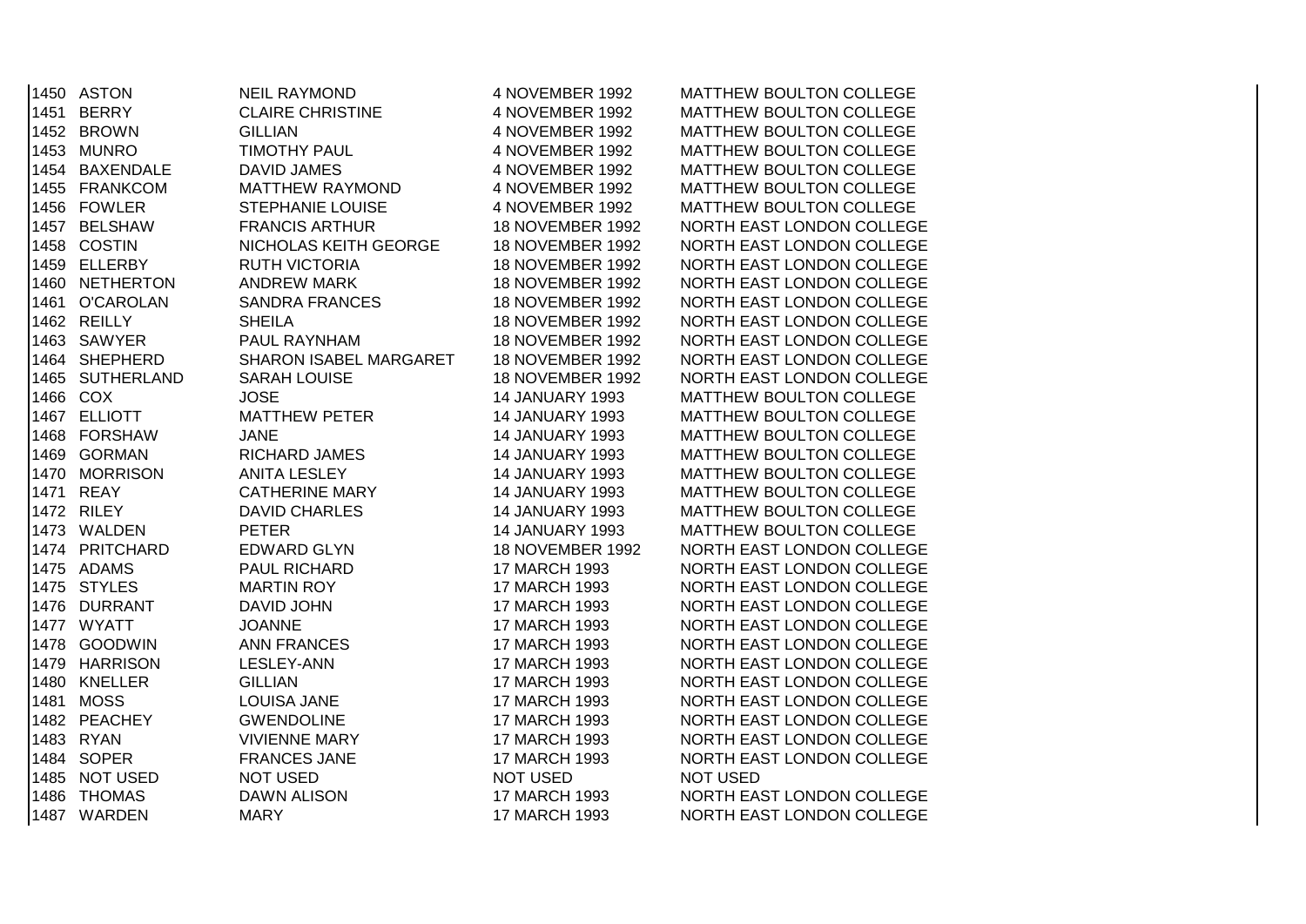| | | | | |
|---|---|---|---|---|
| 1450 | ASTON | NEIL RAYMOND | 4 NOVEMBER 1992 | MATTHEW BOULTON COLLEGE |
| 1451 | BERRY | CLAIRE CHRISTINE | 4 NOVEMBER 1992 | MATTHEW BOULTON COLLEGE |
| 1452 | BROWN | GILLIAN | 4 NOVEMBER 1992 | MATTHEW BOULTON COLLEGE |
| 1453 | MUNRO | TIMOTHY PAUL | 4 NOVEMBER 1992 | MATTHEW BOULTON COLLEGE |
| 1454 | BAXENDALE | DAVID JAMES | 4 NOVEMBER 1992 | MATTHEW BOULTON COLLEGE |
| 1455 | FRANKCOM | MATTHEW RAYMOND | 4 NOVEMBER 1992 | MATTHEW BOULTON COLLEGE |
| 1456 | FOWLER | STEPHANIE LOUISE | 4 NOVEMBER 1992 | MATTHEW BOULTON COLLEGE |
| 1457 | BELSHAW | FRANCIS ARTHUR | 18 NOVEMBER 1992 | NORTH EAST LONDON COLLEGE |
| 1458 | COSTIN | NICHOLAS KEITH GEORGE | 18 NOVEMBER 1992 | NORTH EAST LONDON COLLEGE |
| 1459 | ELLERBY | RUTH VICTORIA | 18 NOVEMBER 1992 | NORTH EAST LONDON COLLEGE |
| 1460 | NETHERTON | ANDREW MARK | 18 NOVEMBER 1992 | NORTH EAST LONDON COLLEGE |
| 1461 | O'CAROLAN | SANDRA FRANCES | 18 NOVEMBER 1992 | NORTH EAST LONDON COLLEGE |
| 1462 | REILLY | SHEILA | 18 NOVEMBER 1992 | NORTH EAST LONDON COLLEGE |
| 1463 | SAWYER | PAUL RAYNHAM | 18 NOVEMBER 1992 | NORTH EAST LONDON COLLEGE |
| 1464 | SHEPHERD | SHARON ISABEL MARGARET | 18 NOVEMBER 1992 | NORTH EAST LONDON COLLEGE |
| 1465 | SUTHERLAND | SARAH LOUISE | 18 NOVEMBER 1992 | NORTH EAST LONDON COLLEGE |
| 1466 | COX | JOSE | 14 JANUARY 1993 | MATTHEW BOULTON COLLEGE |
| 1467 | ELLIOTT | MATTHEW PETER | 14 JANUARY 1993 | MATTHEW BOULTON COLLEGE |
| 1468 | FORSHAW | JANE | 14 JANUARY 1993 | MATTHEW BOULTON COLLEGE |
| 1469 | GORMAN | RICHARD JAMES | 14 JANUARY 1993 | MATTHEW BOULTON COLLEGE |
| 1470 | MORRISON | ANITA LESLEY | 14 JANUARY 1993 | MATTHEW BOULTON COLLEGE |
| 1471 | REAY | CATHERINE MARY | 14 JANUARY 1993 | MATTHEW BOULTON COLLEGE |
| 1472 | RILEY | DAVID CHARLES | 14 JANUARY 1993 | MATTHEW BOULTON COLLEGE |
| 1473 | WALDEN | PETER | 14 JANUARY 1993 | MATTHEW BOULTON COLLEGE |
| 1474 | PRITCHARD | EDWARD GLYN | 18 NOVEMBER 1992 | NORTH EAST LONDON COLLEGE |
| 1475 | ADAMS | PAUL RICHARD | 17 MARCH 1993 | NORTH EAST LONDON COLLEGE |
| 1475 | STYLES | MARTIN ROY | 17 MARCH 1993 | NORTH EAST LONDON COLLEGE |
| 1476 | DURRANT | DAVID JOHN | 17 MARCH 1993 | NORTH EAST LONDON COLLEGE |
| 1477 | WYATT | JOANNE | 17 MARCH 1993 | NORTH EAST LONDON COLLEGE |
| 1478 | GOODWIN | ANN FRANCES | 17 MARCH 1993 | NORTH EAST LONDON COLLEGE |
| 1479 | HARRISON | LESLEY-ANN | 17 MARCH 1993 | NORTH EAST LONDON COLLEGE |
| 1480 | KNELLER | GILLIAN | 17 MARCH 1993 | NORTH EAST LONDON COLLEGE |
| 1481 | MOSS | LOUISA JANE | 17 MARCH 1993 | NORTH EAST LONDON COLLEGE |
| 1482 | PEACHEY | GWENDOLINE | 17 MARCH 1993 | NORTH EAST LONDON COLLEGE |
| 1483 | RYAN | VIVIENNE MARY | 17 MARCH 1993 | NORTH EAST LONDON COLLEGE |
| 1484 | SOPER | FRANCES JANE | 17 MARCH 1993 | NORTH EAST LONDON COLLEGE |
| 1485 | NOT USED | NOT USED | NOT USED | NOT USED |
| 1486 | THOMAS | DAWN ALISON | 17 MARCH 1993 | NORTH EAST LONDON COLLEGE |
| 1487 | WARDEN | MARY | 17 MARCH 1993 | NORTH EAST LONDON COLLEGE |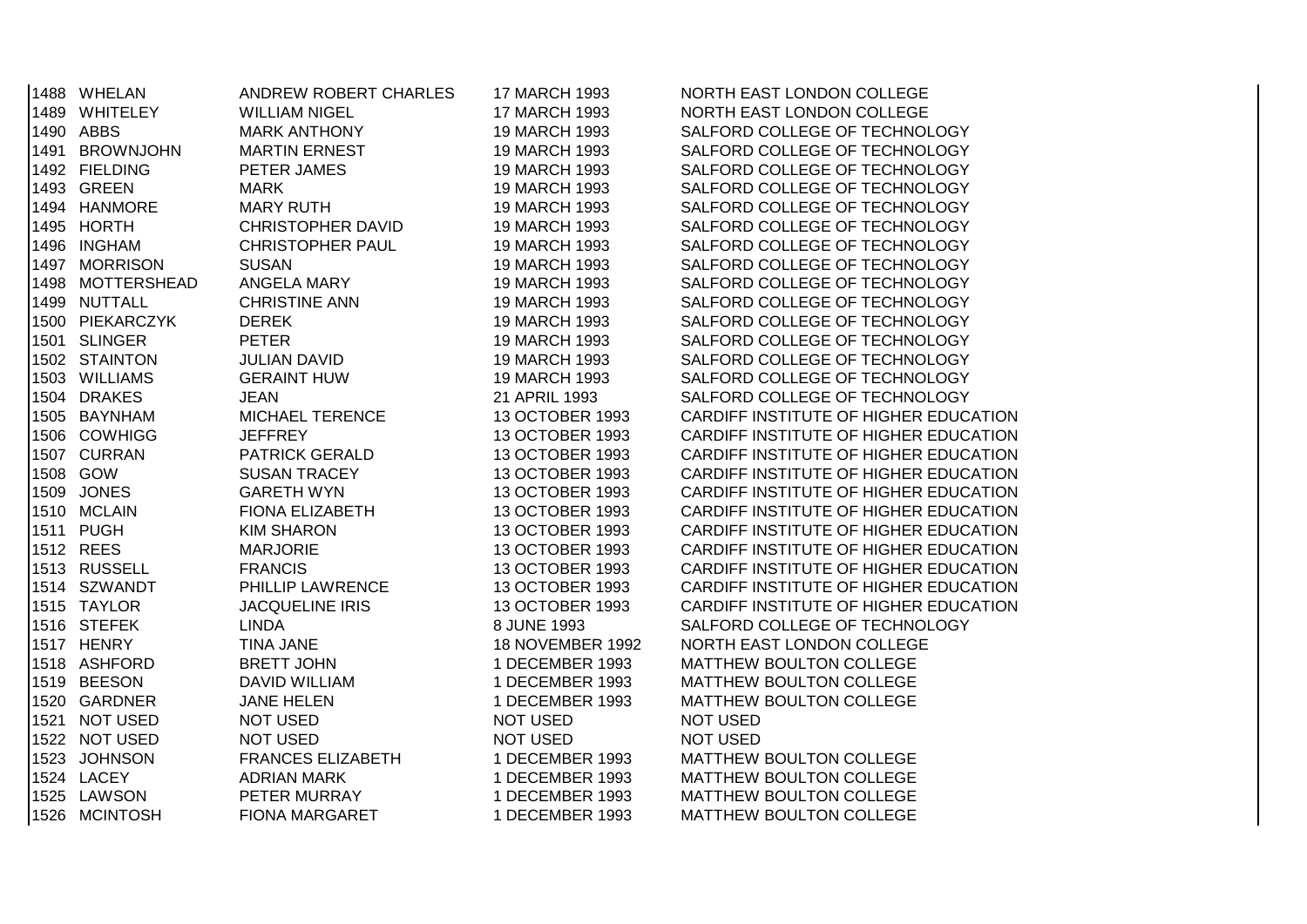| | | | | |
|---|---|---|---|---|
| 1488 | WHELAN | ANDREW ROBERT CHARLES | 17 MARCH 1993 | NORTH EAST LONDON COLLEGE |
| 1489 | WHITELEY | WILLIAM NIGEL | 17 MARCH 1993 | NORTH EAST LONDON COLLEGE |
| 1490 | ABBS | MARK ANTHONY | 19 MARCH 1993 | SALFORD COLLEGE OF TECHNOLOGY |
| 1491 | BROWNJOHN | MARTIN ERNEST | 19 MARCH 1993 | SALFORD COLLEGE OF TECHNOLOGY |
| 1492 | FIELDING | PETER JAMES | 19 MARCH 1993 | SALFORD COLLEGE OF TECHNOLOGY |
| 1493 | GREEN | MARK | 19 MARCH 1993 | SALFORD COLLEGE OF TECHNOLOGY |
| 1494 | HANMORE | MARY RUTH | 19 MARCH 1993 | SALFORD COLLEGE OF TECHNOLOGY |
| 1495 | HORTH | CHRISTOPHER DAVID | 19 MARCH 1993 | SALFORD COLLEGE OF TECHNOLOGY |
| 1496 | INGHAM | CHRISTOPHER PAUL | 19 MARCH 1993 | SALFORD COLLEGE OF TECHNOLOGY |
| 1497 | MORRISON | SUSAN | 19 MARCH 1993 | SALFORD COLLEGE OF TECHNOLOGY |
| 1498 | MOTTERSHEAD | ANGELA MARY | 19 MARCH 1993 | SALFORD COLLEGE OF TECHNOLOGY |
| 1499 | NUTTALL | CHRISTINE ANN | 19 MARCH 1993 | SALFORD COLLEGE OF TECHNOLOGY |
| 1500 | PIEKARCZYK | DEREK | 19 MARCH 1993 | SALFORD COLLEGE OF TECHNOLOGY |
| 1501 | SLINGER | PETER | 19 MARCH 1993 | SALFORD COLLEGE OF TECHNOLOGY |
| 1502 | STAINTON | JULIAN DAVID | 19 MARCH 1993 | SALFORD COLLEGE OF TECHNOLOGY |
| 1503 | WILLIAMS | GERAINT HUW | 19 MARCH 1993 | SALFORD COLLEGE OF TECHNOLOGY |
| 1504 | DRAKES | JEAN | 21 APRIL 1993 | SALFORD COLLEGE OF TECHNOLOGY |
| 1505 | BAYNHAM | MICHAEL TERENCE | 13 OCTOBER 1993 | CARDIFF INSTITUTE OF HIGHER EDUCATION |
| 1506 | COWHIGG | JEFFREY | 13 OCTOBER 1993 | CARDIFF INSTITUTE OF HIGHER EDUCATION |
| 1507 | CURRAN | PATRICK GERALD | 13 OCTOBER 1993 | CARDIFF INSTITUTE OF HIGHER EDUCATION |
| 1508 | GOW | SUSAN TRACEY | 13 OCTOBER 1993 | CARDIFF INSTITUTE OF HIGHER EDUCATION |
| 1509 | JONES | GARETH WYN | 13 OCTOBER 1993 | CARDIFF INSTITUTE OF HIGHER EDUCATION |
| 1510 | MCLAIN | FIONA ELIZABETH | 13 OCTOBER 1993 | CARDIFF INSTITUTE OF HIGHER EDUCATION |
| 1511 | PUGH | KIM SHARON | 13 OCTOBER 1993 | CARDIFF INSTITUTE OF HIGHER EDUCATION |
| 1512 | REES | MARJORIE | 13 OCTOBER 1993 | CARDIFF INSTITUTE OF HIGHER EDUCATION |
| 1513 | RUSSELL | FRANCIS | 13 OCTOBER 1993 | CARDIFF INSTITUTE OF HIGHER EDUCATION |
| 1514 | SZWANDT | PHILLIP LAWRENCE | 13 OCTOBER 1993 | CARDIFF INSTITUTE OF HIGHER EDUCATION |
| 1515 | TAYLOR | JACQUELINE IRIS | 13 OCTOBER 1993 | CARDIFF INSTITUTE OF HIGHER EDUCATION |
| 1516 | STEFEK | LINDA | 8 JUNE 1993 | SALFORD COLLEGE OF TECHNOLOGY |
| 1517 | HENRY | TINA JANE | 18 NOVEMBER 1992 | NORTH EAST LONDON COLLEGE |
| 1518 | ASHFORD | BRETT JOHN | 1 DECEMBER 1993 | MATTHEW BOULTON COLLEGE |
| 1519 | BEESON | DAVID WILLIAM | 1 DECEMBER 1993 | MATTHEW BOULTON COLLEGE |
| 1520 | GARDNER | JANE HELEN | 1 DECEMBER 1993 | MATTHEW BOULTON COLLEGE |
| 1521 | NOT USED | NOT USED | NOT USED | NOT USED |
| 1522 | NOT USED | NOT USED | NOT USED | NOT USED |
| 1523 | JOHNSON | FRANCES ELIZABETH | 1 DECEMBER 1993 | MATTHEW BOULTON COLLEGE |
| 1524 | LACEY | ADRIAN MARK | 1 DECEMBER 1993 | MATTHEW BOULTON COLLEGE |
| 1525 | LAWSON | PETER MURRAY | 1 DECEMBER 1993 | MATTHEW BOULTON COLLEGE |
| 1526 | MCINTOSH | FIONA MARGARET | 1 DECEMBER 1993 | MATTHEW BOULTON COLLEGE |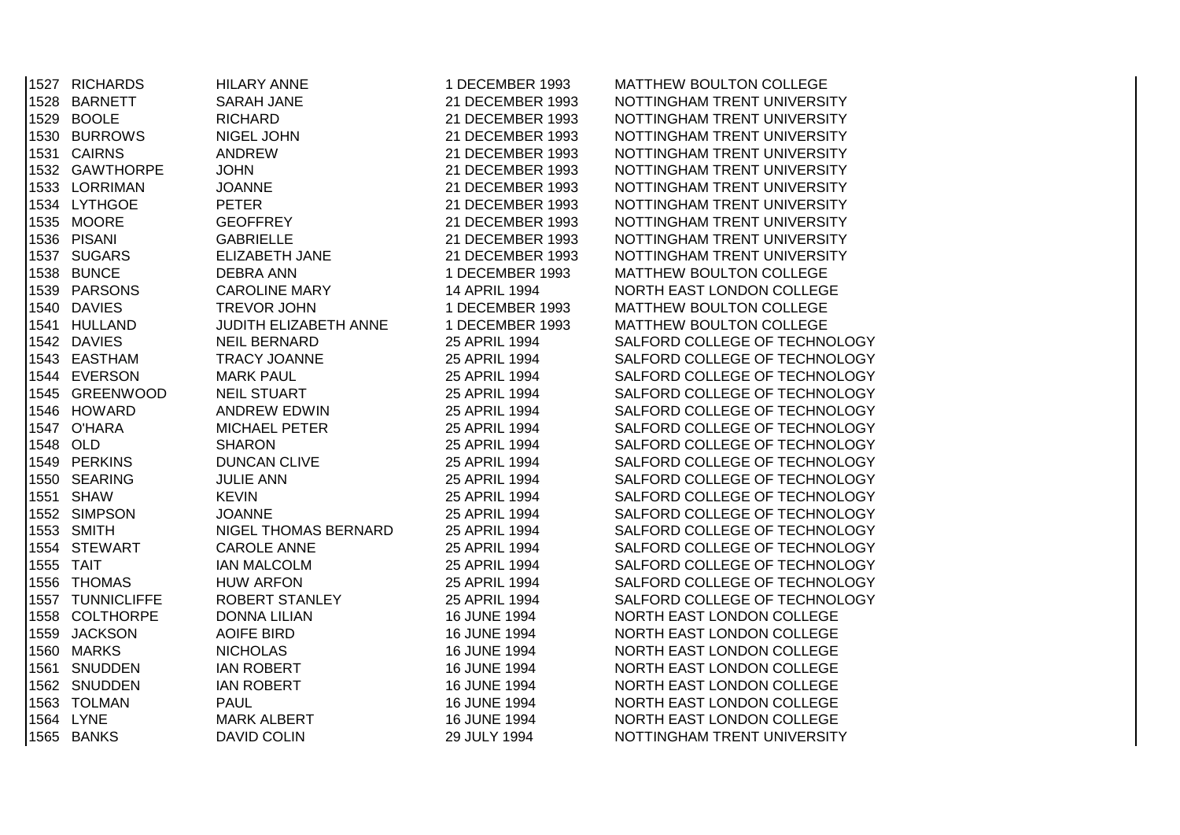| | | | | |
|---|---|---|---|---|
| 1527 | RICHARDS | HILARY ANNE | 1 DECEMBER 1993 | MATTHEW BOULTON COLLEGE |
| 1528 | BARNETT | SARAH JANE | 21 DECEMBER 1993 | NOTTINGHAM TRENT UNIVERSITY |
| 1529 | BOOLE | RICHARD | 21 DECEMBER 1993 | NOTTINGHAM TRENT UNIVERSITY |
| 1530 | BURROWS | NIGEL JOHN | 21 DECEMBER 1993 | NOTTINGHAM TRENT UNIVERSITY |
| 1531 | CAIRNS | ANDREW | 21 DECEMBER 1993 | NOTTINGHAM TRENT UNIVERSITY |
| 1532 | GAWTHORPE | JOHN | 21 DECEMBER 1993 | NOTTINGHAM TRENT UNIVERSITY |
| 1533 | LORRIMAN | JOANNE | 21 DECEMBER 1993 | NOTTINGHAM TRENT UNIVERSITY |
| 1534 | LYTHGOE | PETER | 21 DECEMBER 1993 | NOTTINGHAM TRENT UNIVERSITY |
| 1535 | MOORE | GEOFFREY | 21 DECEMBER 1993 | NOTTINGHAM TRENT UNIVERSITY |
| 1536 | PISANI | GABRIELLE | 21 DECEMBER 1993 | NOTTINGHAM TRENT UNIVERSITY |
| 1537 | SUGARS | ELIZABETH JANE | 21 DECEMBER 1993 | NOTTINGHAM TRENT UNIVERSITY |
| 1538 | BUNCE | DEBRA ANN | 1 DECEMBER 1993 | MATTHEW BOULTON COLLEGE |
| 1539 | PARSONS | CAROLINE MARY | 14 APRIL 1994 | NORTH EAST LONDON COLLEGE |
| 1540 | DAVIES | TREVOR JOHN | 1 DECEMBER 1993 | MATTHEW BOULTON COLLEGE |
| 1541 | HULLAND | JUDITH ELIZABETH ANNE | 1 DECEMBER 1993 | MATTHEW BOULTON COLLEGE |
| 1542 | DAVIES | NEIL BERNARD | 25 APRIL 1994 | SALFORD COLLEGE OF TECHNOLOGY |
| 1543 | EASTHAM | TRACY JOANNE | 25 APRIL 1994 | SALFORD COLLEGE OF TECHNOLOGY |
| 1544 | EVERSON | MARK PAUL | 25 APRIL 1994 | SALFORD COLLEGE OF TECHNOLOGY |
| 1545 | GREENWOOD | NEIL STUART | 25 APRIL 1994 | SALFORD COLLEGE OF TECHNOLOGY |
| 1546 | HOWARD | ANDREW EDWIN | 25 APRIL 1994 | SALFORD COLLEGE OF TECHNOLOGY |
| 1547 | O'HARA | MICHAEL PETER | 25 APRIL 1994 | SALFORD COLLEGE OF TECHNOLOGY |
| 1548 | OLD | SHARON | 25 APRIL 1994 | SALFORD COLLEGE OF TECHNOLOGY |
| 1549 | PERKINS | DUNCAN CLIVE | 25 APRIL 1994 | SALFORD COLLEGE OF TECHNOLOGY |
| 1550 | SEARING | JULIE ANN | 25 APRIL 1994 | SALFORD COLLEGE OF TECHNOLOGY |
| 1551 | SHAW | KEVIN | 25 APRIL 1994 | SALFORD COLLEGE OF TECHNOLOGY |
| 1552 | SIMPSON | JOANNE | 25 APRIL 1994 | SALFORD COLLEGE OF TECHNOLOGY |
| 1553 | SMITH | NIGEL THOMAS BERNARD | 25 APRIL 1994 | SALFORD COLLEGE OF TECHNOLOGY |
| 1554 | STEWART | CAROLE ANNE | 25 APRIL 1994 | SALFORD COLLEGE OF TECHNOLOGY |
| 1555 | TAIT | IAN MALCOLM | 25 APRIL 1994 | SALFORD COLLEGE OF TECHNOLOGY |
| 1556 | THOMAS | HUW ARFON | 25 APRIL 1994 | SALFORD COLLEGE OF TECHNOLOGY |
| 1557 | TUNNICLIFFE | ROBERT STANLEY | 25 APRIL 1994 | SALFORD COLLEGE OF TECHNOLOGY |
| 1558 | COLTHORPE | DONNA LILIAN | 16 JUNE 1994 | NORTH EAST LONDON COLLEGE |
| 1559 | JACKSON | AOIFE BIRD | 16 JUNE 1994 | NORTH EAST LONDON COLLEGE |
| 1560 | MARKS | NICHOLAS | 16 JUNE 1994 | NORTH EAST LONDON COLLEGE |
| 1561 | SNUDDEN | IAN ROBERT | 16 JUNE 1994 | NORTH EAST LONDON COLLEGE |
| 1562 | SNUDDEN | IAN ROBERT | 16 JUNE 1994 | NORTH EAST LONDON COLLEGE |
| 1563 | TOLMAN | PAUL | 16 JUNE 1994 | NORTH EAST LONDON COLLEGE |
| 1564 | LYNE | MARK ALBERT | 16 JUNE 1994 | NORTH EAST LONDON COLLEGE |
| 1565 | BANKS | DAVID COLIN | 29 JULY 1994 | NOTTINGHAM TRENT UNIVERSITY |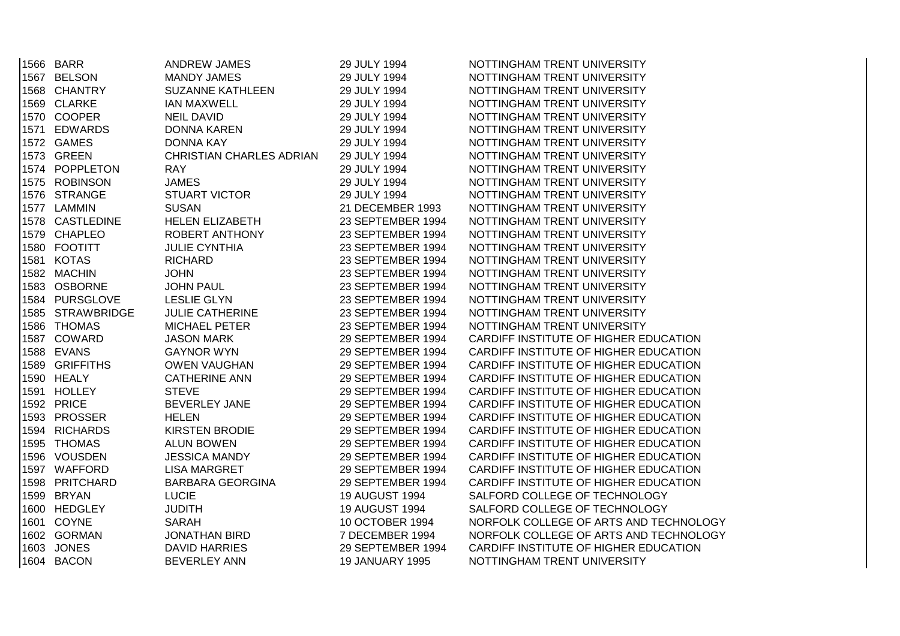| | | | | |
|---|---|---|---|---|
| 1566 | BARR | ANDREW JAMES | 29 JULY 1994 | NOTTINGHAM TRENT UNIVERSITY |
| 1567 | BELSON | MANDY JAMES | 29 JULY 1994 | NOTTINGHAM TRENT UNIVERSITY |
| 1568 | CHANTRY | SUZANNE KATHLEEN | 29 JULY 1994 | NOTTINGHAM TRENT UNIVERSITY |
| 1569 | CLARKE | IAN MAXWELL | 29 JULY 1994 | NOTTINGHAM TRENT UNIVERSITY |
| 1570 | COOPER | NEIL DAVID | 29 JULY 1994 | NOTTINGHAM TRENT UNIVERSITY |
| 1571 | EDWARDS | DONNA KAREN | 29 JULY 1994 | NOTTINGHAM TRENT UNIVERSITY |
| 1572 | GAMES | DONNA KAY | 29 JULY 1994 | NOTTINGHAM TRENT UNIVERSITY |
| 1573 | GREEN | CHRISTIAN CHARLES ADRIAN | 29 JULY 1994 | NOTTINGHAM TRENT UNIVERSITY |
| 1574 | POPPLETON | RAY | 29 JULY 1994 | NOTTINGHAM TRENT UNIVERSITY |
| 1575 | ROBINSON | JAMES | 29 JULY 1994 | NOTTINGHAM TRENT UNIVERSITY |
| 1576 | STRANGE | STUART VICTOR | 29 JULY 1994 | NOTTINGHAM TRENT UNIVERSITY |
| 1577 | LAMMIN | SUSAN | 21 DECEMBER 1993 | NOTTINGHAM TRENT UNIVERSITY |
| 1578 | CASTLEDINE | HELEN ELIZABETH | 23 SEPTEMBER 1994 | NOTTINGHAM TRENT UNIVERSITY |
| 1579 | CHAPLEO | ROBERT ANTHONY | 23 SEPTEMBER 1994 | NOTTINGHAM TRENT UNIVERSITY |
| 1580 | FOOTITT | JULIE CYNTHIA | 23 SEPTEMBER 1994 | NOTTINGHAM TRENT UNIVERSITY |
| 1581 | KOTAS | RICHARD | 23 SEPTEMBER 1994 | NOTTINGHAM TRENT UNIVERSITY |
| 1582 | MACHIN | JOHN | 23 SEPTEMBER 1994 | NOTTINGHAM TRENT UNIVERSITY |
| 1583 | OSBORNE | JOHN PAUL | 23 SEPTEMBER 1994 | NOTTINGHAM TRENT UNIVERSITY |
| 1584 | PURSGLOVE | LESLIE GLYN | 23 SEPTEMBER 1994 | NOTTINGHAM TRENT UNIVERSITY |
| 1585 | STRAWBRIDGE | JULIE CATHERINE | 23 SEPTEMBER 1994 | NOTTINGHAM TRENT UNIVERSITY |
| 1586 | THOMAS | MICHAEL PETER | 23 SEPTEMBER 1994 | NOTTINGHAM TRENT UNIVERSITY |
| 1587 | COWARD | JASON MARK | 29 SEPTEMBER 1994 | CARDIFF INSTITUTE OF HIGHER EDUCATION |
| 1588 | EVANS | GAYNOR WYN | 29 SEPTEMBER 1994 | CARDIFF INSTITUTE OF HIGHER EDUCATION |
| 1589 | GRIFFITHS | OWEN VAUGHAN | 29 SEPTEMBER 1994 | CARDIFF INSTITUTE OF HIGHER EDUCATION |
| 1590 | HEALY | CATHERINE ANN | 29 SEPTEMBER 1994 | CARDIFF INSTITUTE OF HIGHER EDUCATION |
| 1591 | HOLLEY | STEVE | 29 SEPTEMBER 1994 | CARDIFF INSTITUTE OF HIGHER EDUCATION |
| 1592 | PRICE | BEVERLEY JANE | 29 SEPTEMBER 1994 | CARDIFF INSTITUTE OF HIGHER EDUCATION |
| 1593 | PROSSER | HELEN | 29 SEPTEMBER 1994 | CARDIFF INSTITUTE OF HIGHER EDUCATION |
| 1594 | RICHARDS | KIRSTEN BRODIE | 29 SEPTEMBER 1994 | CARDIFF INSTITUTE OF HIGHER EDUCATION |
| 1595 | THOMAS | ALUN BOWEN | 29 SEPTEMBER 1994 | CARDIFF INSTITUTE OF HIGHER EDUCATION |
| 1596 | VOUSDEN | JESSICA MANDY | 29 SEPTEMBER 1994 | CARDIFF INSTITUTE OF HIGHER EDUCATION |
| 1597 | WAFFORD | LISA MARGRET | 29 SEPTEMBER 1994 | CARDIFF INSTITUTE OF HIGHER EDUCATION |
| 1598 | PRITCHARD | BARBARA GEORGINA | 29 SEPTEMBER 1994 | CARDIFF INSTITUTE OF HIGHER EDUCATION |
| 1599 | BRYAN | LUCIE | 19 AUGUST 1994 | SALFORD COLLEGE OF TECHNOLOGY |
| 1600 | HEDGLEY | JUDITH | 19 AUGUST 1994 | SALFORD COLLEGE OF TECHNOLOGY |
| 1601 | COYNE | SARAH | 10 OCTOBER 1994 | NORFOLK COLLEGE OF ARTS AND TECHNOLOGY |
| 1602 | GORMAN | JONATHAN BIRD | 7 DECEMBER 1994 | NORFOLK COLLEGE OF ARTS AND TECHNOLOGY |
| 1603 | JONES | DAVID HARRIES | 29 SEPTEMBER 1994 | CARDIFF INSTITUTE OF HIGHER EDUCATION |
| 1604 | BACON | BEVERLEY ANN | 19 JANUARY 1995 | NOTTINGHAM TRENT UNIVERSITY |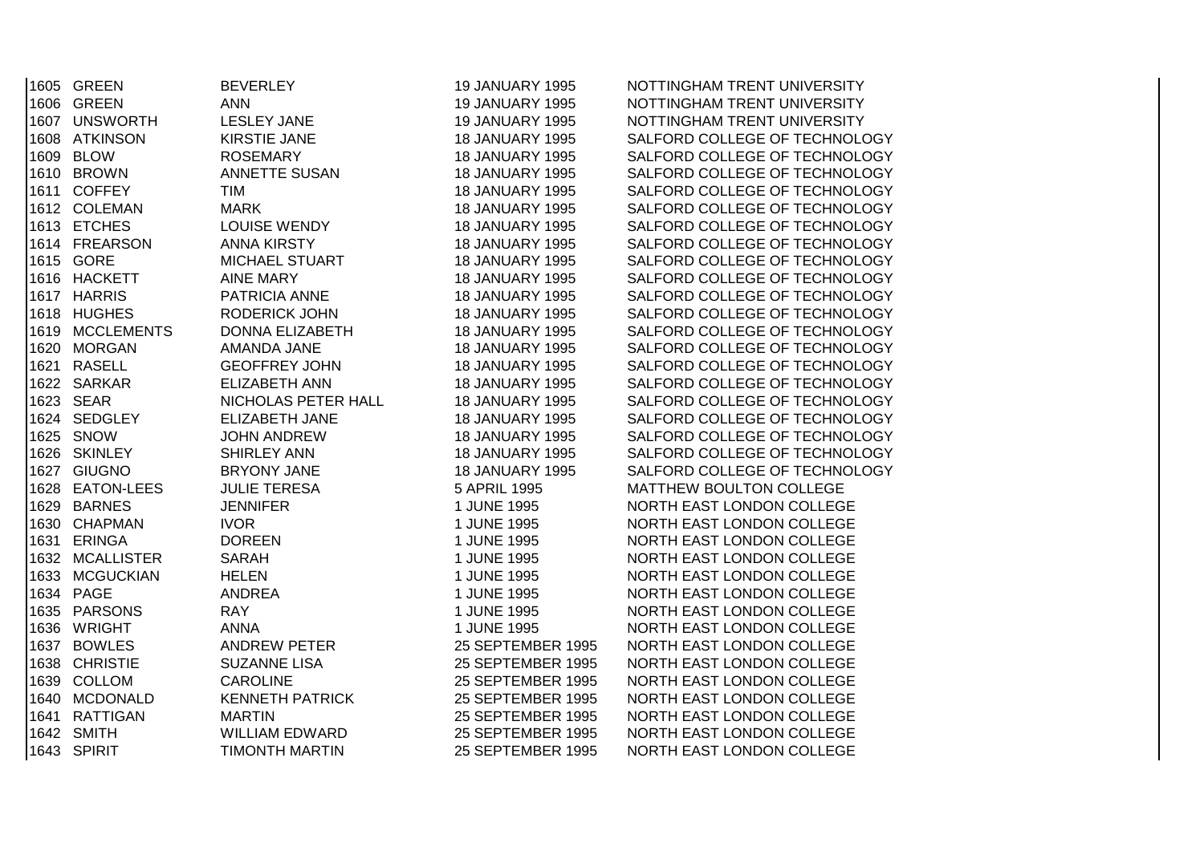| | | | | |
|---|---|---|---|---|
| 1605 | GREEN | BEVERLEY | 19 JANUARY 1995 | NOTTINGHAM TRENT UNIVERSITY |
| 1606 | GREEN | ANN | 19 JANUARY 1995 | NOTTINGHAM TRENT UNIVERSITY |
| 1607 | UNSWORTH | LESLEY JANE | 19 JANUARY 1995 | NOTTINGHAM TRENT UNIVERSITY |
| 1608 | ATKINSON | KIRSTIE JANE | 18 JANUARY 1995 | SALFORD COLLEGE OF TECHNOLOGY |
| 1609 | BLOW | ROSEMARY | 18 JANUARY 1995 | SALFORD COLLEGE OF TECHNOLOGY |
| 1610 | BROWN | ANNETTE SUSAN | 18 JANUARY 1995 | SALFORD COLLEGE OF TECHNOLOGY |
| 1611 | COFFEY | TIM | 18 JANUARY 1995 | SALFORD COLLEGE OF TECHNOLOGY |
| 1612 | COLEMAN | MARK | 18 JANUARY 1995 | SALFORD COLLEGE OF TECHNOLOGY |
| 1613 | ETCHES | LOUISE WENDY | 18 JANUARY 1995 | SALFORD COLLEGE OF TECHNOLOGY |
| 1614 | FREARSON | ANNA KIRSTY | 18 JANUARY 1995 | SALFORD COLLEGE OF TECHNOLOGY |
| 1615 | GORE | MICHAEL STUART | 18 JANUARY 1995 | SALFORD COLLEGE OF TECHNOLOGY |
| 1616 | HACKETT | AINE MARY | 18 JANUARY 1995 | SALFORD COLLEGE OF TECHNOLOGY |
| 1617 | HARRIS | PATRICIA ANNE | 18 JANUARY 1995 | SALFORD COLLEGE OF TECHNOLOGY |
| 1618 | HUGHES | RODERICK JOHN | 18 JANUARY 1995 | SALFORD COLLEGE OF TECHNOLOGY |
| 1619 | MCCLEMENTS | DONNA ELIZABETH | 18 JANUARY 1995 | SALFORD COLLEGE OF TECHNOLOGY |
| 1620 | MORGAN | AMANDA JANE | 18 JANUARY 1995 | SALFORD COLLEGE OF TECHNOLOGY |
| 1621 | RASELL | GEOFFREY JOHN | 18 JANUARY 1995 | SALFORD COLLEGE OF TECHNOLOGY |
| 1622 | SARKAR | ELIZABETH ANN | 18 JANUARY 1995 | SALFORD COLLEGE OF TECHNOLOGY |
| 1623 | SEAR | NICHOLAS PETER HALL | 18 JANUARY 1995 | SALFORD COLLEGE OF TECHNOLOGY |
| 1624 | SEDGLEY | ELIZABETH JANE | 18 JANUARY 1995 | SALFORD COLLEGE OF TECHNOLOGY |
| 1625 | SNOW | JOHN ANDREW | 18 JANUARY 1995 | SALFORD COLLEGE OF TECHNOLOGY |
| 1626 | SKINLEY | SHIRLEY ANN | 18 JANUARY 1995 | SALFORD COLLEGE OF TECHNOLOGY |
| 1627 | GIUGNO | BRYONY JANE | 18 JANUARY 1995 | SALFORD COLLEGE OF TECHNOLOGY |
| 1628 | EATON-LEES | JULIE TERESA | 5 APRIL 1995 | MATTHEW BOULTON COLLEGE |
| 1629 | BARNES | JENNIFER | 1 JUNE 1995 | NORTH EAST LONDON COLLEGE |
| 1630 | CHAPMAN | IVOR | 1 JUNE 1995 | NORTH EAST LONDON COLLEGE |
| 1631 | ERINGA | DOREEN | 1 JUNE 1995 | NORTH EAST LONDON COLLEGE |
| 1632 | MCALLISTER | SARAH | 1 JUNE 1995 | NORTH EAST LONDON COLLEGE |
| 1633 | MCGUCKIAN | HELEN | 1 JUNE 1995 | NORTH EAST LONDON COLLEGE |
| 1634 | PAGE | ANDREA | 1 JUNE 1995 | NORTH EAST LONDON COLLEGE |
| 1635 | PARSONS | RAY | 1 JUNE 1995 | NORTH EAST LONDON COLLEGE |
| 1636 | WRIGHT | ANNA | 1 JUNE 1995 | NORTH EAST LONDON COLLEGE |
| 1637 | BOWLES | ANDREW PETER | 25 SEPTEMBER 1995 | NORTH EAST LONDON COLLEGE |
| 1638 | CHRISTIE | SUZANNE LISA | 25 SEPTEMBER 1995 | NORTH EAST LONDON COLLEGE |
| 1639 | COLLOM | CAROLINE | 25 SEPTEMBER 1995 | NORTH EAST LONDON COLLEGE |
| 1640 | MCDONALD | KENNETH PATRICK | 25 SEPTEMBER 1995 | NORTH EAST LONDON COLLEGE |
| 1641 | RATTIGAN | MARTIN | 25 SEPTEMBER 1995 | NORTH EAST LONDON COLLEGE |
| 1642 | SMITH | WILLIAM EDWARD | 25 SEPTEMBER 1995 | NORTH EAST LONDON COLLEGE |
| 1643 | SPIRIT | TIMONTH MARTIN | 25 SEPTEMBER 1995 | NORTH EAST LONDON COLLEGE |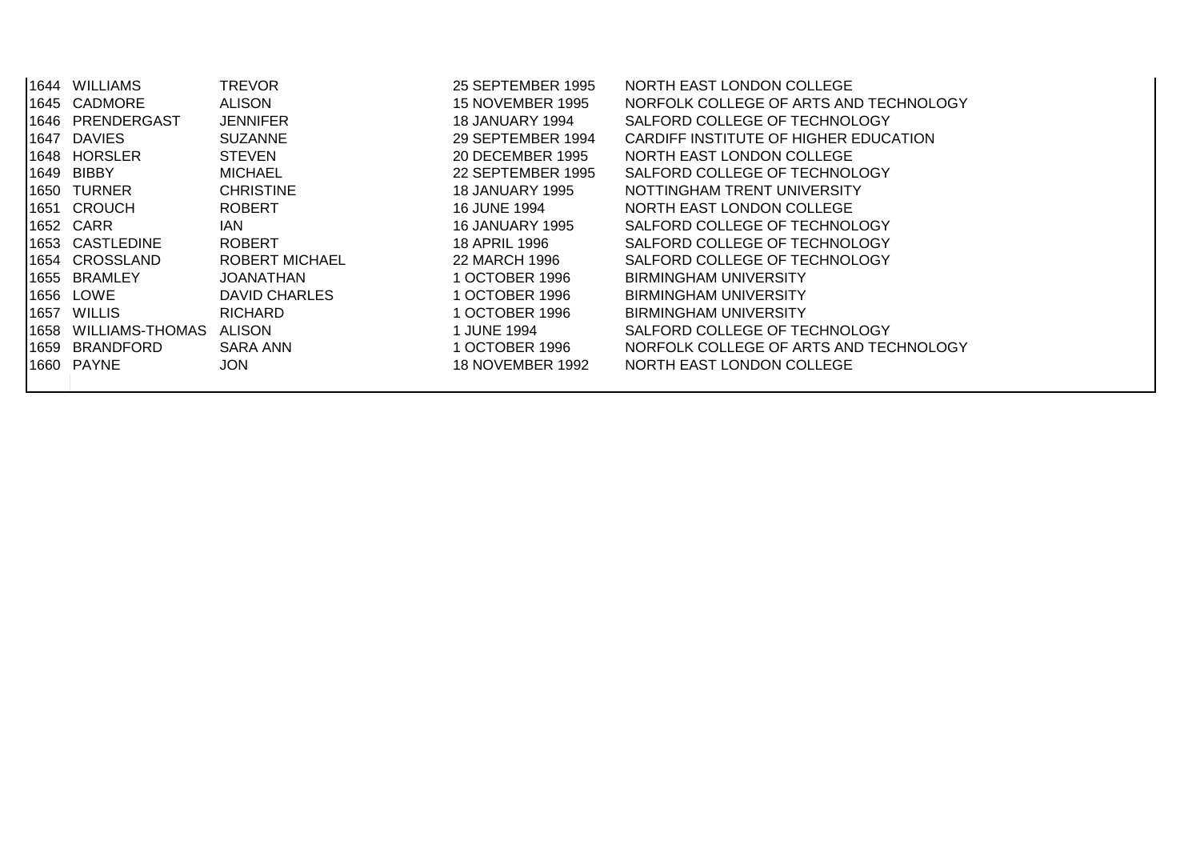| | | | | |
|---|---|---|---|---|
| 1644 | WILLIAMS | TREVOR | 25 SEPTEMBER 1995 | NORTH EAST LONDON COLLEGE |
| 1645 | CADMORE | ALISON | 15 NOVEMBER 1995 | NORFOLK COLLEGE OF ARTS AND TECHNOLOGY |
| 1646 | PRENDERGAST | JENNIFER | 18 JANUARY 1994 | SALFORD COLLEGE OF TECHNOLOGY |
| 1647 | DAVIES | SUZANNE | 29 SEPTEMBER 1994 | CARDIFF INSTITUTE OF HIGHER EDUCATION |
| 1648 | HORSLER | STEVEN | 20 DECEMBER 1995 | NORTH EAST LONDON COLLEGE |
| 1649 | BIBBY | MICHAEL | 22 SEPTEMBER 1995 | SALFORD COLLEGE OF TECHNOLOGY |
| 1650 | TURNER | CHRISTINE | 18 JANUARY 1995 | NOTTINGHAM TRENT UNIVERSITY |
| 1651 | CROUCH | ROBERT | 16 JUNE 1994 | NORTH EAST LONDON COLLEGE |
| 1652 | CARR | IAN | 16 JANUARY 1995 | SALFORD COLLEGE OF TECHNOLOGY |
| 1653 | CASTLEDINE | ROBERT | 18 APRIL 1996 | SALFORD COLLEGE OF TECHNOLOGY |
| 1654 | CROSSLAND | ROBERT MICHAEL | 22 MARCH 1996 | SALFORD COLLEGE OF TECHNOLOGY |
| 1655 | BRAMLEY | JOANATHAN | 1 OCTOBER 1996 | BIRMINGHAM UNIVERSITY |
| 1656 | LOWE | DAVID CHARLES | 1 OCTOBER 1996 | BIRMINGHAM UNIVERSITY |
| 1657 | WILLIS | RICHARD | 1 OCTOBER 1996 | BIRMINGHAM UNIVERSITY |
| 1658 | WILLIAMS-THOMAS | ALISON | 1 JUNE 1994 | SALFORD COLLEGE OF TECHNOLOGY |
| 1659 | BRANDFORD | SARA ANN | 1 OCTOBER 1996 | NORFOLK COLLEGE OF ARTS AND TECHNOLOGY |
| 1660 | PAYNE | JON | 18 NOVEMBER 1992 | NORTH EAST LONDON COLLEGE |